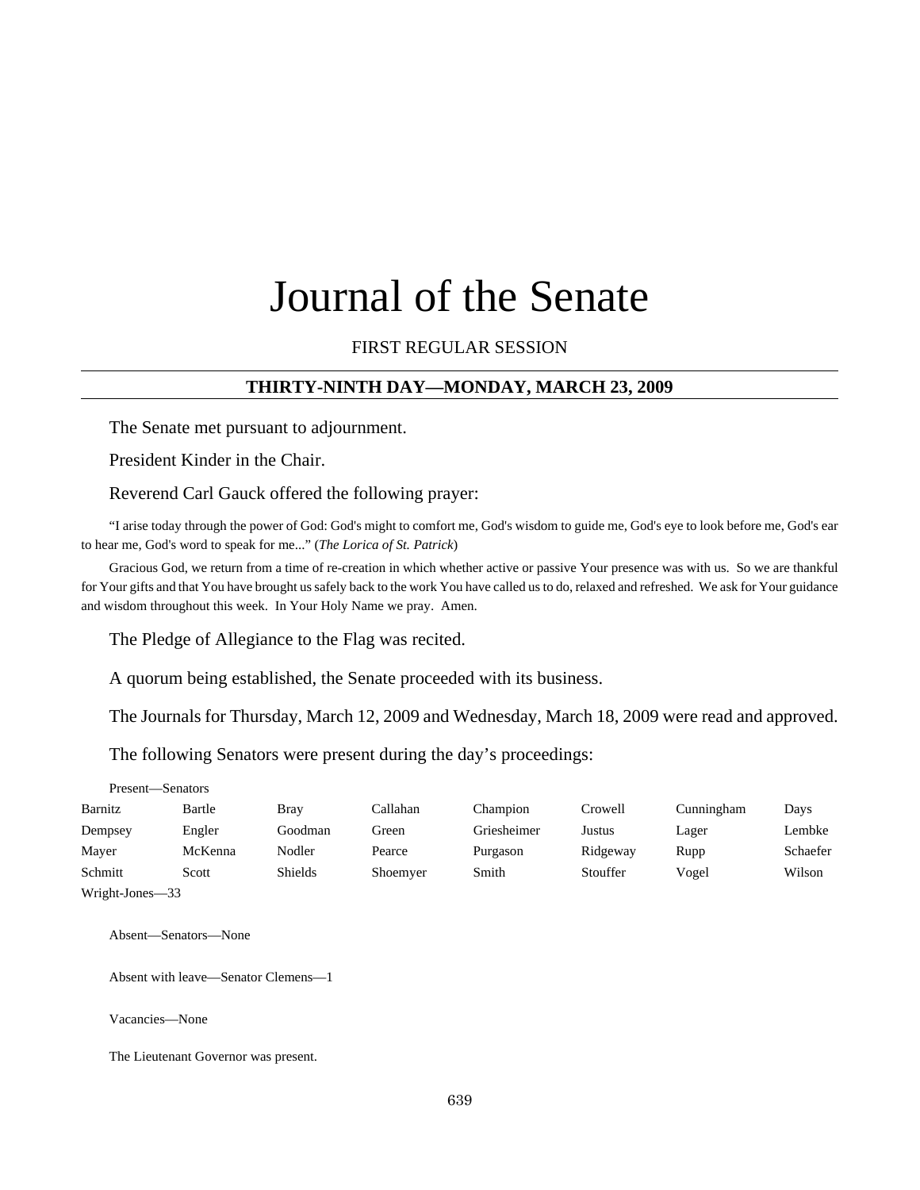# Journal of the Senate

FIRST REGULAR SESSION

## THIRTY-NINTH DAY—MONDAY, MARCH 23, 2009

The Senate met pursuant to adjournment.

President Kinder in the Chair.

Reverend Carl Gauck offered the following prayer:

"I arise today through the power of God: God's might to comfort me, God's wisdom to guide me, God's eye to look before me, God's ear to hear me, God's word to speak for me..." (*The Lorica of St. Patrick*)

Gracious God, we return from a time of re-creation in which whether active or passive Your presence was with us. So we are thankful for Your gifts and that You have brought us safely back to the work You have called us to do, relaxed and refreshed. We ask for Your guidance and wisdom throughout this week. In Your Holy Name we pray. Amen.

The Pledge of Allegiance to the Flag was recited.

A quorum being established, the Senate proceeded with its business.

The Journals for Thursday, March 12, 2009 and Wednesday, March 18, 2009 were read and approved.

The following Senators were present during the day's proceedings:

Present—Senators

| | | | | | | | |
|---|---|---|---|---|---|---|---|
| Barnitz | Bartle | Bray | Callahan | Champion | Crowell | Cunningham | Days |
| Dempsey | Engler | Goodman | Green | Griesheimer | Justus | Lager | Lembke |
| Mayer | McKenna | Nodler | Pearce | Purgason | Ridgeway | Rupp | Schaefer |
| Schmitt | Scott | Shields | Shoemyer | Smith | Stouffer | Vogel | Wilson |
| Wright-Jones—33 | | | | | | | |

Absent—Senators—None

Absent with leave—Senator Clemens—1

Vacancies—None

The Lieutenant Governor was present.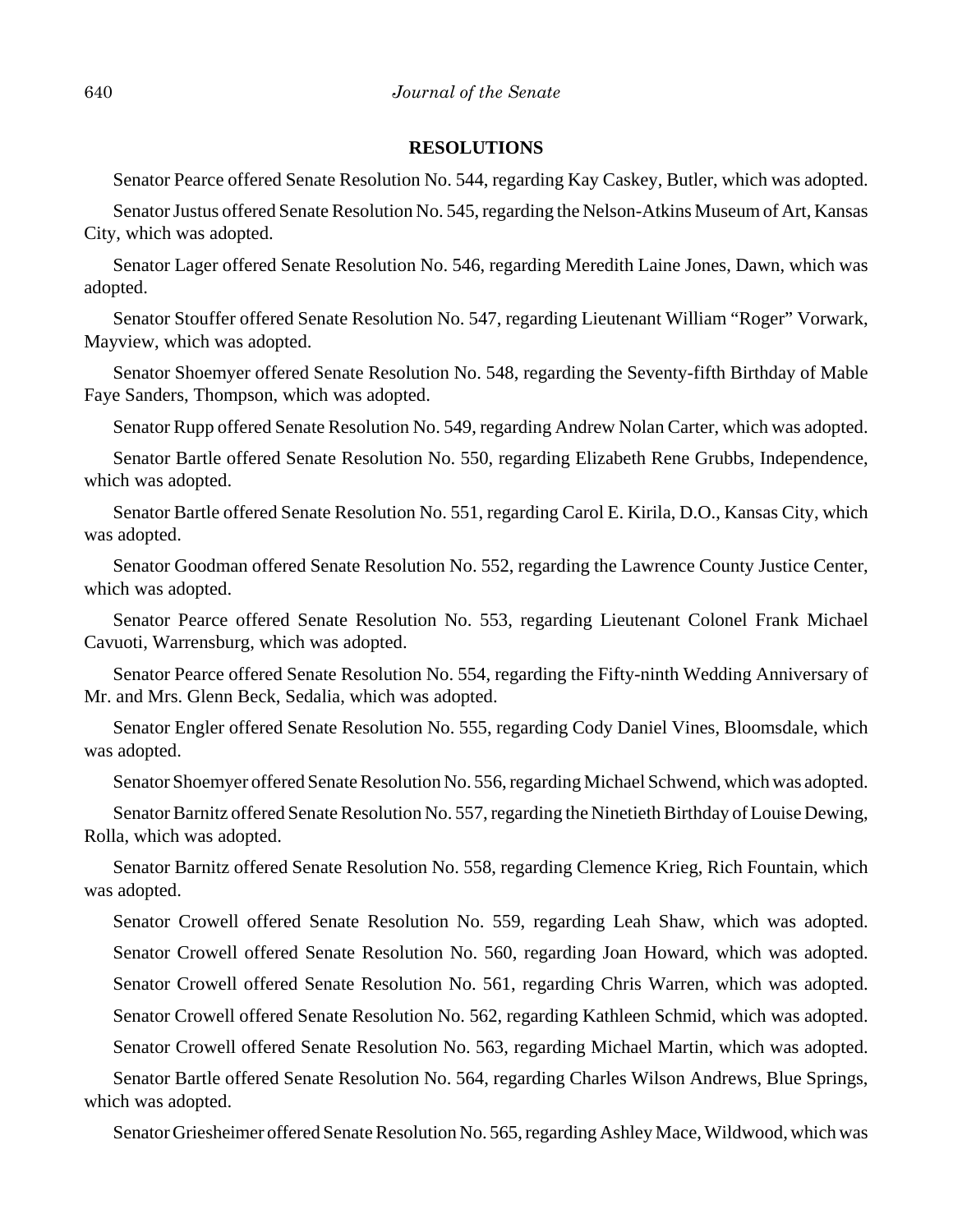## RESOLUTIONS

Senator Pearce offered Senate Resolution No. 544, regarding Kay Caskey, Butler, which was adopted.

Senator Justus offered Senate Resolution No. 545, regarding the Nelson-Atkins Museum of Art, Kansas City, which was adopted.

Senator Lager offered Senate Resolution No. 546, regarding Meredith Laine Jones, Dawn, which was adopted.

Senator Stouffer offered Senate Resolution No. 547, regarding Lieutenant William "Roger" Vorwark, Mayview, which was adopted.

Senator Shoemyer offered Senate Resolution No. 548, regarding the Seventy-fifth Birthday of Mable Faye Sanders, Thompson, which was adopted.

Senator Rupp offered Senate Resolution No. 549, regarding Andrew Nolan Carter, which was adopted.

Senator Bartle offered Senate Resolution No. 550, regarding Elizabeth Rene Grubbs, Independence, which was adopted.

Senator Bartle offered Senate Resolution No. 551, regarding Carol E. Kirila, D.O., Kansas City, which was adopted.

Senator Goodman offered Senate Resolution No. 552, regarding the Lawrence County Justice Center, which was adopted.

Senator Pearce offered Senate Resolution No. 553, regarding Lieutenant Colonel Frank Michael Cavuoti, Warrensburg, which was adopted.

Senator Pearce offered Senate Resolution No. 554, regarding the Fifty-ninth Wedding Anniversary of Mr. and Mrs. Glenn Beck, Sedalia, which was adopted.

Senator Engler offered Senate Resolution No. 555, regarding Cody Daniel Vines, Bloomsdale, which was adopted.

Senator Shoemyer offered Senate Resolution No. 556, regarding Michael Schwend, which was adopted.

Senator Barnitz offered Senate Resolution No. 557, regarding the Ninetieth Birthday of Louise Dewing, Rolla, which was adopted.

Senator Barnitz offered Senate Resolution No. 558, regarding Clemence Krieg, Rich Fountain, which was adopted.

Senator Crowell offered Senate Resolution No. 559, regarding Leah Shaw, which was adopted.

Senator Crowell offered Senate Resolution No. 560, regarding Joan Howard, which was adopted.

Senator Crowell offered Senate Resolution No. 561, regarding Chris Warren, which was adopted.

Senator Crowell offered Senate Resolution No. 562, regarding Kathleen Schmid, which was adopted.

Senator Crowell offered Senate Resolution No. 563, regarding Michael Martin, which was adopted.

Senator Bartle offered Senate Resolution No. 564, regarding Charles Wilson Andrews, Blue Springs, which was adopted.

Senator Griesheimer offered Senate Resolution No. 565, regarding Ashley Mace, Wildwood, which was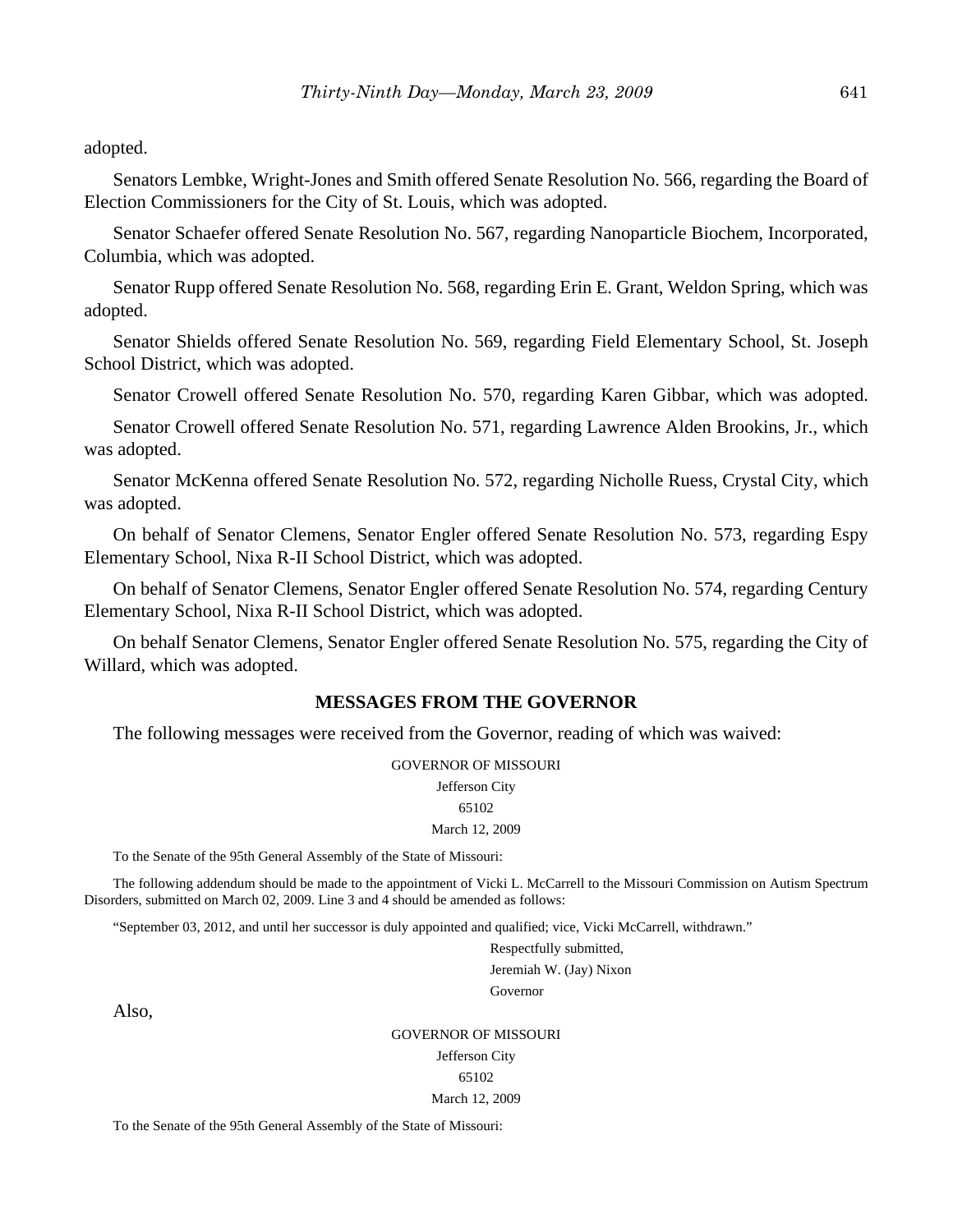adopted.

Senators Lembke, Wright-Jones and Smith offered Senate Resolution No. 566, regarding the Board of Election Commissioners for the City of St. Louis, which was adopted.

Senator Schaefer offered Senate Resolution No. 567, regarding Nanoparticle Biochem, Incorporated, Columbia, which was adopted.

Senator Rupp offered Senate Resolution No. 568, regarding Erin E. Grant, Weldon Spring, which was adopted.

Senator Shields offered Senate Resolution No. 569, regarding Field Elementary School, St. Joseph School District, which was adopted.

Senator Crowell offered Senate Resolution No. 570, regarding Karen Gibbar, which was adopted.

Senator Crowell offered Senate Resolution No. 571, regarding Lawrence Alden Brookins, Jr., which was adopted.

Senator McKenna offered Senate Resolution No. 572, regarding Nicholle Ruess, Crystal City, which was adopted.

On behalf of Senator Clemens, Senator Engler offered Senate Resolution No. 573, regarding Espy Elementary School, Nixa R-II School District, which was adopted.

On behalf of Senator Clemens, Senator Engler offered Senate Resolution No. 574, regarding Century Elementary School, Nixa R-II School District, which was adopted.

On behalf Senator Clemens, Senator Engler offered Senate Resolution No. 575, regarding the City of Willard, which was adopted.

## MESSAGES FROM THE GOVERNOR

The following messages were received from the Governor, reading of which was waived:

GOVERNOR OF MISSOURI
Jefferson City
65102
March 12, 2009

To the Senate of the 95th General Assembly of the State of Missouri:

The following addendum should be made to the appointment of Vicki L. McCarrell to the Missouri Commission on Autism Spectrum Disorders, submitted on March 02, 2009. Line 3 and 4 should be amended as follows:

"September 03, 2012, and until her successor is duly appointed and qualified; vice, Vicki McCarrell, withdrawn."

Respectfully submitted,
Jeremiah W. (Jay) Nixon
Governor

Also,

GOVERNOR OF MISSOURI
Jefferson City
65102
March 12, 2009

To the Senate of the 95th General Assembly of the State of Missouri: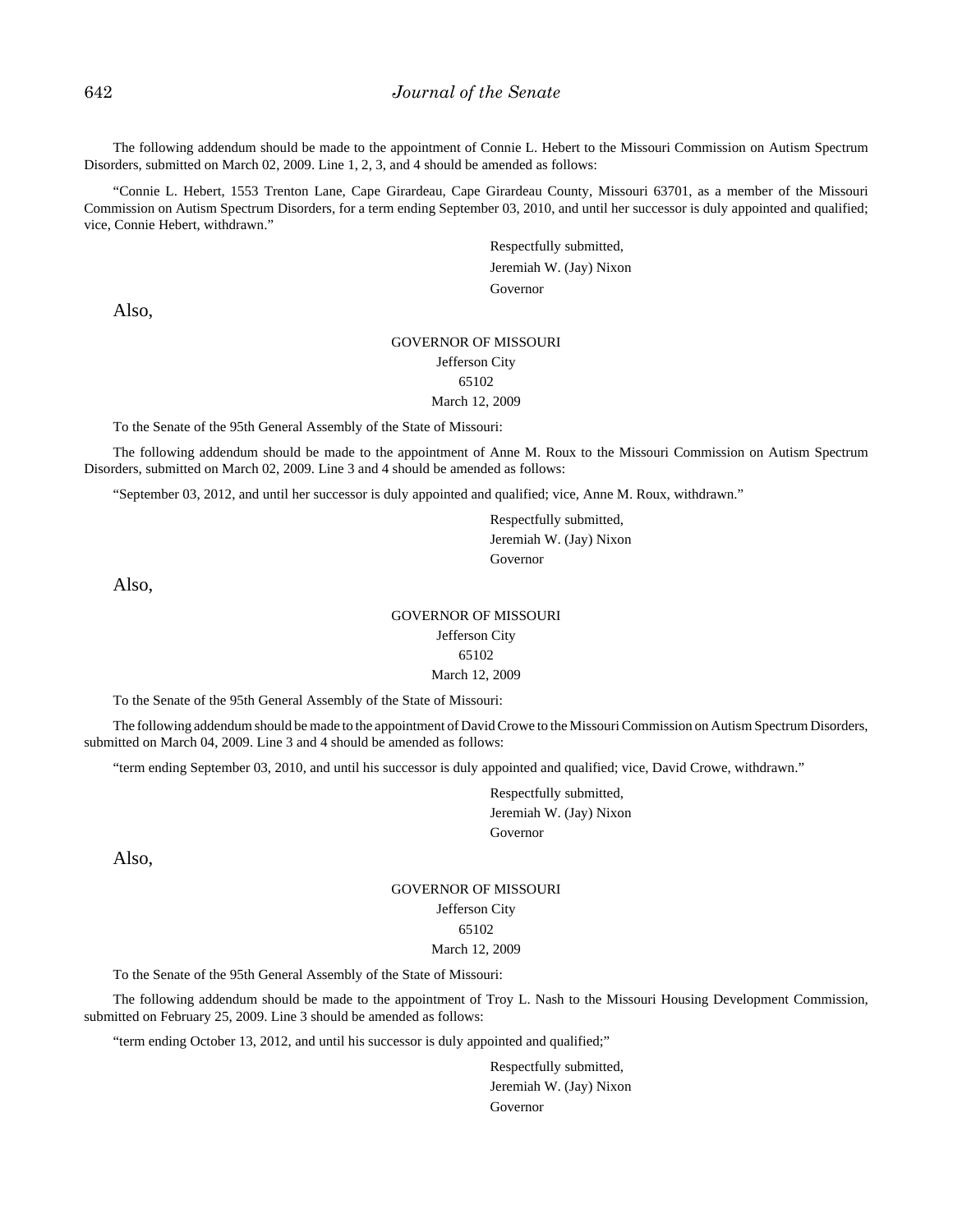The following addendum should be made to the appointment of Connie L. Hebert to the Missouri Commission on Autism Spectrum Disorders, submitted on March 02, 2009. Line 1, 2, 3, and 4 should be amended as follows:

"Connie L. Hebert, 1553 Trenton Lane, Cape Girardeau, Cape Girardeau County, Missouri 63701, as a member of the Missouri Commission on Autism Spectrum Disorders, for a term ending September 03, 2010, and until her successor is duly appointed and qualified; vice, Connie Hebert, withdrawn."

Respectfully submitted,
Jeremiah W. (Jay) Nixon
Governor

Also,

GOVERNOR OF MISSOURI
Jefferson City
65102
March 12, 2009

To the Senate of the 95th General Assembly of the State of Missouri:

The following addendum should be made to the appointment of Anne M. Roux to the Missouri Commission on Autism Spectrum Disorders, submitted on March 02, 2009. Line 3 and 4 should be amended as follows:

"September 03, 2012, and until her successor is duly appointed and qualified; vice, Anne M. Roux, withdrawn."

Respectfully submitted,
Jeremiah W. (Jay) Nixon
Governor

Also,

GOVERNOR OF MISSOURI
Jefferson City
65102
March 12, 2009

To the Senate of the 95th General Assembly of the State of Missouri:

The following addendum should be made to the appointment of David Crowe to the Missouri Commission on Autism Spectrum Disorders, submitted on March 04, 2009. Line 3 and 4 should be amended as follows:

"term ending September 03, 2010, and until his successor is duly appointed and qualified; vice, David Crowe, withdrawn."

Respectfully submitted,
Jeremiah W. (Jay) Nixon
Governor

Also,

GOVERNOR OF MISSOURI
Jefferson City
65102
March 12, 2009

To the Senate of the 95th General Assembly of the State of Missouri:

The following addendum should be made to the appointment of Troy L. Nash to the Missouri Housing Development Commission, submitted on February 25, 2009. Line 3 should be amended as follows:

"term ending October 13, 2012, and until his successor is duly appointed and qualified;"

Respectfully submitted,
Jeremiah W. (Jay) Nixon
Governor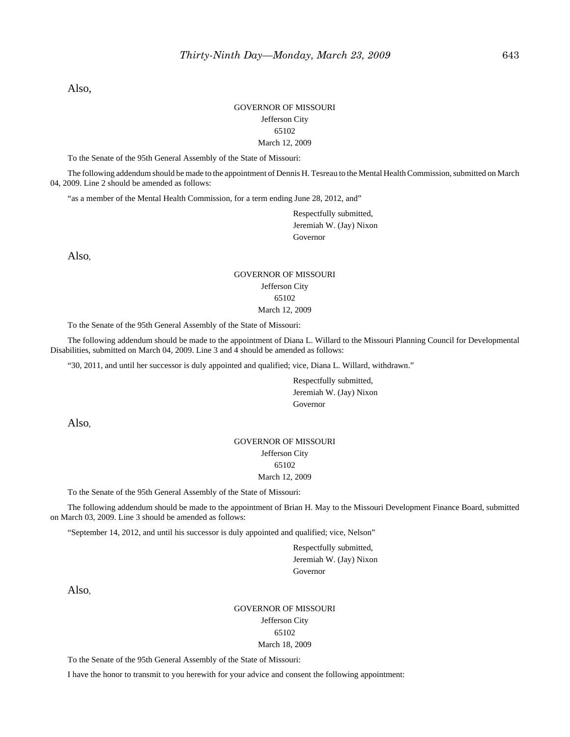Also,

GOVERNOR OF MISSOURI
Jefferson City
65102
March 12, 2009

To the Senate of the 95th General Assembly of the State of Missouri:

The following addendum should be made to the appointment of Dennis H. Tesreau to the Mental Health Commission, submitted on March 04, 2009. Line 2 should be amended as follows:

"as a member of the Mental Health Commission, for a term ending June 28, 2012, and"

Respectfully submitted,
Jeremiah W. (Jay) Nixon
Governor

Also,

GOVERNOR OF MISSOURI
Jefferson City
65102
March 12, 2009

To the Senate of the 95th General Assembly of the State of Missouri:

The following addendum should be made to the appointment of Diana L. Willard to the Missouri Planning Council for Developmental Disabilities, submitted on March 04, 2009. Line 3 and 4 should be amended as follows:

"30, 2011, and until her successor is duly appointed and qualified; vice, Diana L. Willard, withdrawn."

Respectfully submitted,
Jeremiah W. (Jay) Nixon
Governor

Also,

GOVERNOR OF MISSOURI
Jefferson City
65102
March 12, 2009

To the Senate of the 95th General Assembly of the State of Missouri:

The following addendum should be made to the appointment of Brian H. May to the Missouri Development Finance Board, submitted on March 03, 2009. Line 3 should be amended as follows:

"September 14, 2012, and until his successor is duly appointed and qualified; vice, Nelson"

Respectfully submitted,
Jeremiah W. (Jay) Nixon
Governor

Also,

GOVERNOR OF MISSOURI
Jefferson City
65102
March 18, 2009

To the Senate of the 95th General Assembly of the State of Missouri:

I have the honor to transmit to you herewith for your advice and consent the following appointment: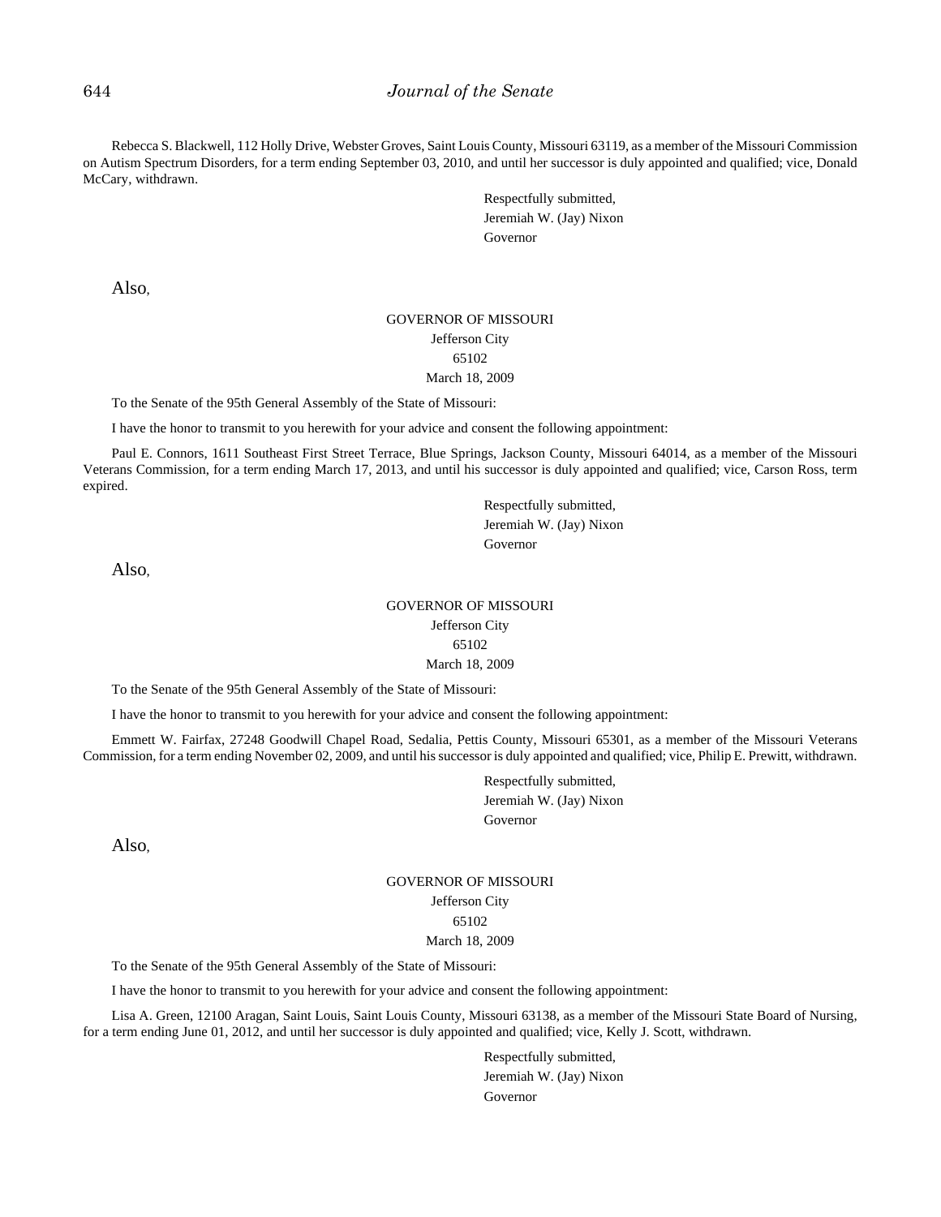Rebecca S. Blackwell, 112 Holly Drive, Webster Groves, Saint Louis County, Missouri 63119, as a member of the Missouri Commission on Autism Spectrum Disorders, for a term ending September 03, 2010, and until her successor is duly appointed and qualified; vice, Donald McCary, withdrawn.

Respectfully submitted,
Jeremiah W. (Jay) Nixon
Governor

Also,

GOVERNOR OF MISSOURI
Jefferson City
65102
March 18, 2009

To the Senate of the 95th General Assembly of the State of Missouri:

I have the honor to transmit to you herewith for your advice and consent the following appointment:

Paul E. Connors, 1611 Southeast First Street Terrace, Blue Springs, Jackson County, Missouri 64014, as a member of the Missouri Veterans Commission, for a term ending March 17, 2013, and until his successor is duly appointed and qualified; vice, Carson Ross, term expired.

Respectfully submitted,
Jeremiah W. (Jay) Nixon
Governor

Also,

GOVERNOR OF MISSOURI
Jefferson City
65102
March 18, 2009

To the Senate of the 95th General Assembly of the State of Missouri:

I have the honor to transmit to you herewith for your advice and consent the following appointment:

Emmett W. Fairfax, 27248 Goodwill Chapel Road, Sedalia, Pettis County, Missouri 65301, as a member of the Missouri Veterans Commission, for a term ending November 02, 2009, and until his successor is duly appointed and qualified; vice, Philip E. Prewitt, withdrawn.

Respectfully submitted,
Jeremiah W. (Jay) Nixon
Governor

Also,

GOVERNOR OF MISSOURI
Jefferson City
65102
March 18, 2009

To the Senate of the 95th General Assembly of the State of Missouri:

I have the honor to transmit to you herewith for your advice and consent the following appointment:

Lisa A. Green, 12100 Aragan, Saint Louis, Saint Louis County, Missouri 63138, as a member of the Missouri State Board of Nursing, for a term ending June 01, 2012, and until her successor is duly appointed and qualified; vice, Kelly J. Scott, withdrawn.

Respectfully submitted,
Jeremiah W. (Jay) Nixon
Governor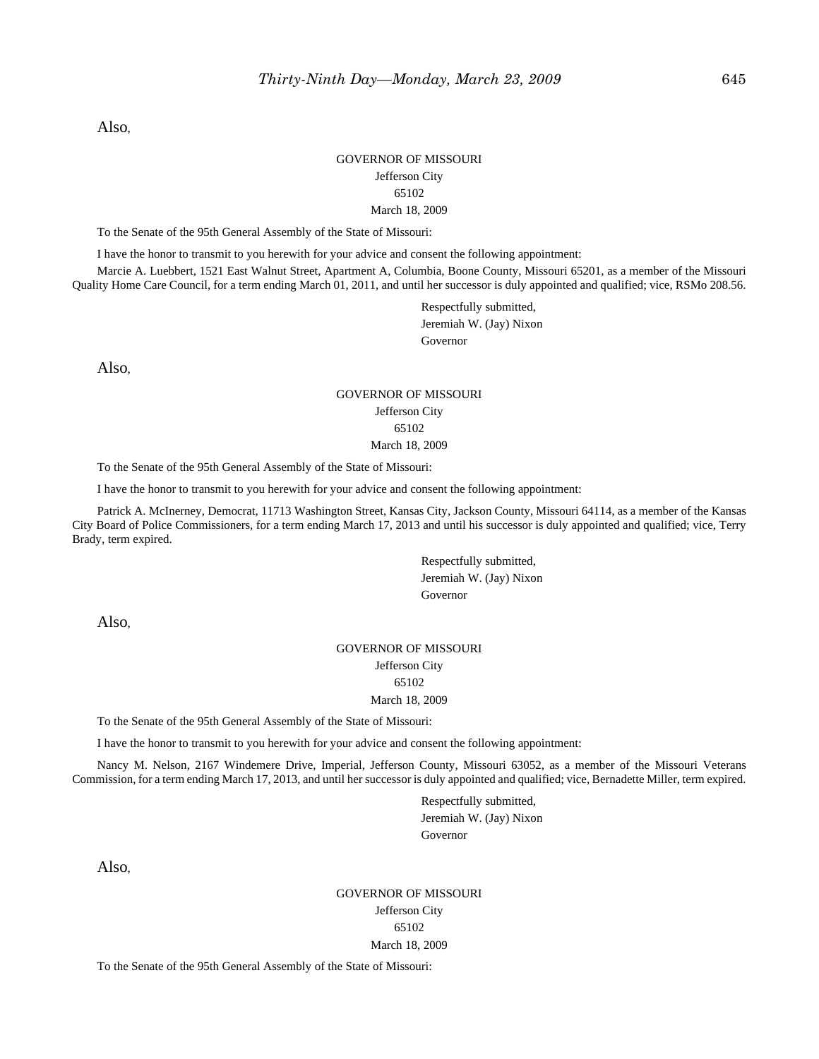Also,

GOVERNOR OF MISSOURI
Jefferson City
65102
March 18, 2009

To the Senate of the 95th General Assembly of the State of Missouri:

I have the honor to transmit to you herewith for your advice and consent the following appointment:

Marcie A. Luebbert, 1521 East Walnut Street, Apartment A, Columbia, Boone County, Missouri 65201, as a member of the Missouri Quality Home Care Council, for a term ending March 01, 2011, and until her successor is duly appointed and qualified; vice, RSMo 208.56.

Respectfully submitted,
Jeremiah W. (Jay) Nixon
Governor

Also,

GOVERNOR OF MISSOURI
Jefferson City
65102
March 18, 2009

To the Senate of the 95th General Assembly of the State of Missouri:

I have the honor to transmit to you herewith for your advice and consent the following appointment:

Patrick A. McInerney, Democrat, 11713 Washington Street, Kansas City, Jackson County, Missouri 64114, as a member of the Kansas City Board of Police Commissioners, for a term ending March 17, 2013 and until his successor is duly appointed and qualified; vice, Terry Brady, term expired.

Respectfully submitted,
Jeremiah W. (Jay) Nixon
Governor

Also,

GOVERNOR OF MISSOURI
Jefferson City
65102
March 18, 2009

To the Senate of the 95th General Assembly of the State of Missouri:

I have the honor to transmit to you herewith for your advice and consent the following appointment:

Nancy M. Nelson, 2167 Windemere Drive, Imperial, Jefferson County, Missouri 63052, as a member of the Missouri Veterans Commission, for a term ending March 17, 2013, and until her successor is duly appointed and qualified; vice, Bernadette Miller, term expired.

Respectfully submitted,
Jeremiah W. (Jay) Nixon
Governor

Also,

GOVERNOR OF MISSOURI
Jefferson City
65102
March 18, 2009

To the Senate of the 95th General Assembly of the State of Missouri: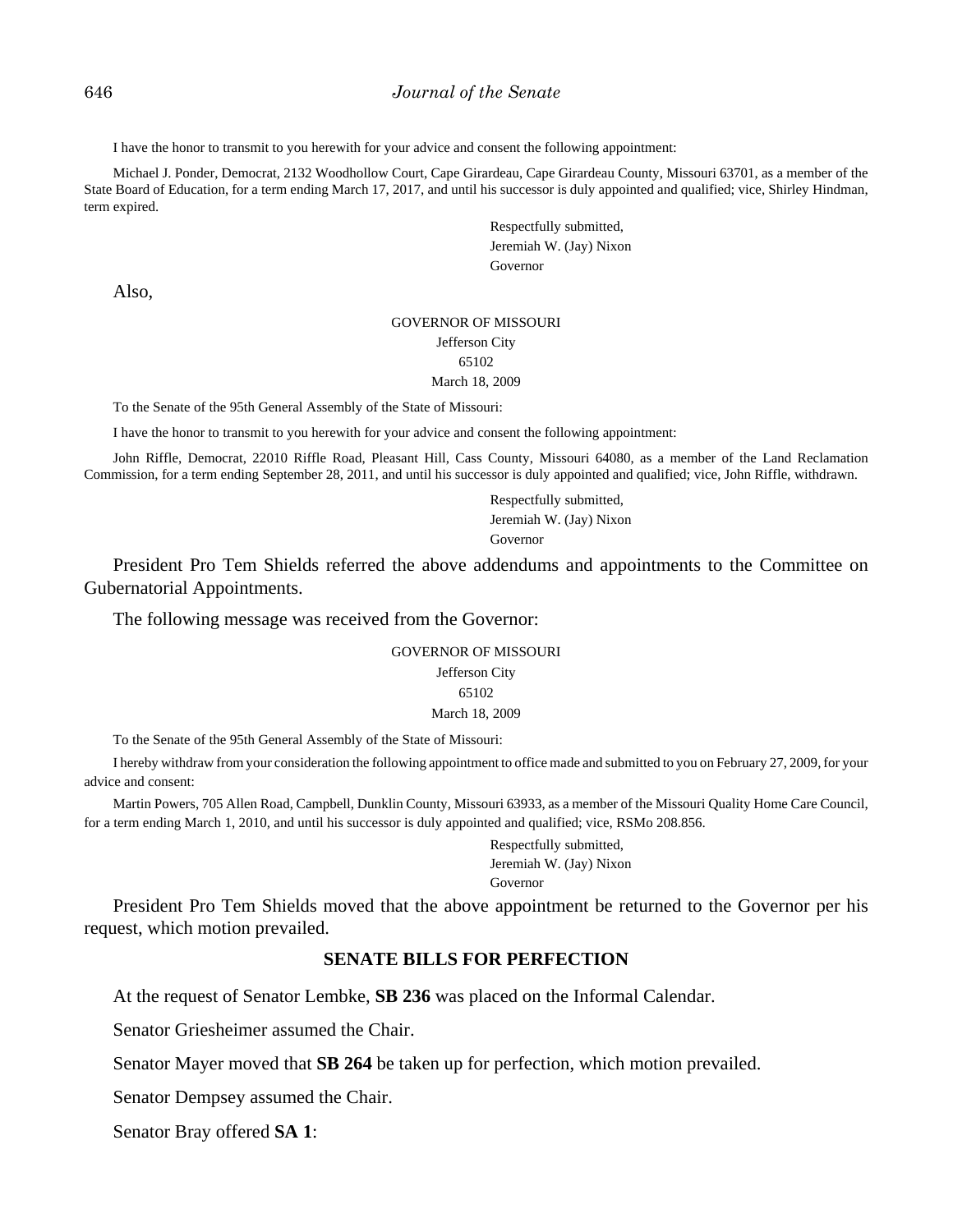I have the honor to transmit to you herewith for your advice and consent the following appointment:

Michael J. Ponder, Democrat, 2132 Woodhollow Court, Cape Girardeau, Cape Girardeau County, Missouri 63701, as a member of the State Board of Education, for a term ending March 17, 2017, and until his successor is duly appointed and qualified; vice, Shirley Hindman, term expired.

Respectfully submitted,
Jeremiah W. (Jay) Nixon
Governor

Also,

GOVERNOR OF MISSOURI
Jefferson City
65102
March 18, 2009

To the Senate of the 95th General Assembly of the State of Missouri:

I have the honor to transmit to you herewith for your advice and consent the following appointment:

John Riffle, Democrat, 22010 Riffle Road, Pleasant Hill, Cass County, Missouri 64080, as a member of the Land Reclamation Commission, for a term ending September 28, 2011, and until his successor is duly appointed and qualified; vice, John Riffle, withdrawn.

Respectfully submitted,
Jeremiah W. (Jay) Nixon
Governor

President Pro Tem Shields referred the above addendums and appointments to the Committee on Gubernatorial Appointments.

The following message was received from the Governor:

GOVERNOR OF MISSOURI
Jefferson City
65102
March 18, 2009

To the Senate of the 95th General Assembly of the State of Missouri:

I hereby withdraw from your consideration the following appointment to office made and submitted to you on February 27, 2009, for your advice and consent:

Martin Powers, 705 Allen Road, Campbell, Dunklin County, Missouri 63933, as a member of the Missouri Quality Home Care Council, for a term ending March 1, 2010, and until his successor is duly appointed and qualified; vice, RSMo 208.856.

Respectfully submitted,
Jeremiah W. (Jay) Nixon
Governor

President Pro Tem Shields moved that the above appointment be returned to the Governor per his request, which motion prevailed.

## SENATE BILLS FOR PERFECTION

At the request of Senator Lembke, **SB 236** was placed on the Informal Calendar.

Senator Griesheimer assumed the Chair.

Senator Mayer moved that **SB 264** be taken up for perfection, which motion prevailed.

Senator Dempsey assumed the Chair.

Senator Bray offered **SA 1**: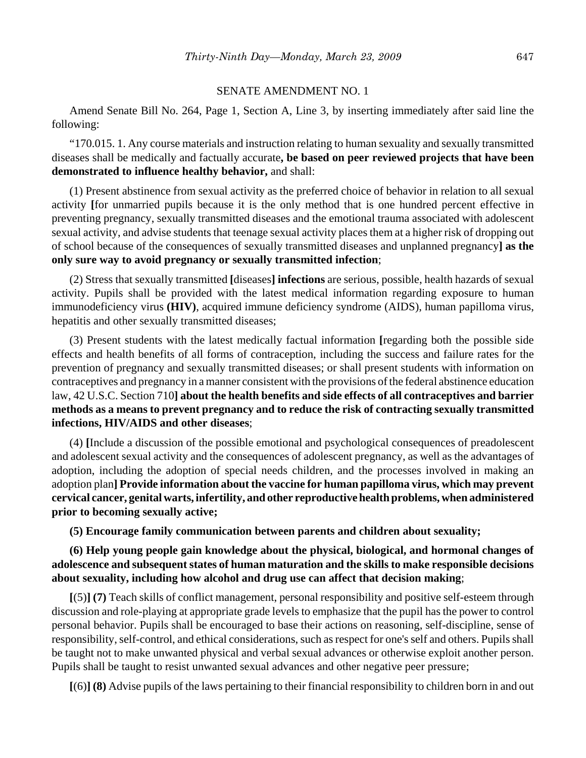SENATE AMENDMENT NO. 1

Amend Senate Bill No. 264, Page 1, Section A, Line 3, by inserting immediately after said line the following:

"170.015. 1. Any course materials and instruction relating to human sexuality and sexually transmitted diseases shall be medically and factually accurate**, be based on peer reviewed projects that have been demonstrated to influence healthy behavior,** and shall:

(1) Present abstinence from sexual activity as the preferred choice of behavior in relation to all sexual activity **[**for unmarried pupils because it is the only method that is one hundred percent effective in preventing pregnancy, sexually transmitted diseases and the emotional trauma associated with adolescent sexual activity, and advise students that teenage sexual activity places them at a higher risk of dropping out of school because of the consequences of sexually transmitted diseases and unplanned pregnancy**] as the only sure way to avoid pregnancy or sexually transmitted infection**;

(2) Stress that sexually transmitted **[**diseases**] infections** are serious, possible, health hazards of sexual activity. Pupils shall be provided with the latest medical information regarding exposure to human immunodeficiency virus **(HIV)**, acquired immune deficiency syndrome (AIDS), human papilloma virus, hepatitis and other sexually transmitted diseases;

(3) Present students with the latest medically factual information **[**regarding both the possible side effects and health benefits of all forms of contraception, including the success and failure rates for the prevention of pregnancy and sexually transmitted diseases; or shall present students with information on contraceptives and pregnancy in a manner consistent with the provisions of the federal abstinence education law, 42 U.S.C. Section 710**] about the health benefits and side effects of all contraceptives and barrier methods as a means to prevent pregnancy and to reduce the risk of contracting sexually transmitted infections, HIV/AIDS and other diseases**;

(4) **[**Include a discussion of the possible emotional and psychological consequences of preadolescent and adolescent sexual activity and the consequences of adolescent pregnancy, as well as the advantages of adoption, including the adoption of special needs children, and the processes involved in making an adoption plan**] Provide information about the vaccine for human papilloma virus, which may prevent cervical cancer, genital warts, infertility, and other reproductive health problems, when administered prior to becoming sexually active;**

**(5) Encourage family communication between parents and children about sexuality;**

**(6) Help young people gain knowledge about the physical, biological, and hormonal changes of adolescence and subsequent states of human maturation and the skills to make responsible decisions about sexuality, including how alcohol and drug use can affect that decision making**;

**[**(5)**] (7)** Teach skills of conflict management, personal responsibility and positive self-esteem through discussion and role-playing at appropriate grade levels to emphasize that the pupil has the power to control personal behavior. Pupils shall be encouraged to base their actions on reasoning, self-discipline, sense of responsibility, self-control, and ethical considerations, such as respect for one's self and others. Pupils shall be taught not to make unwanted physical and verbal sexual advances or otherwise exploit another person. Pupils shall be taught to resist unwanted sexual advances and other negative peer pressure;

**[**(6)**] (8)** Advise pupils of the laws pertaining to their financial responsibility to children born in and out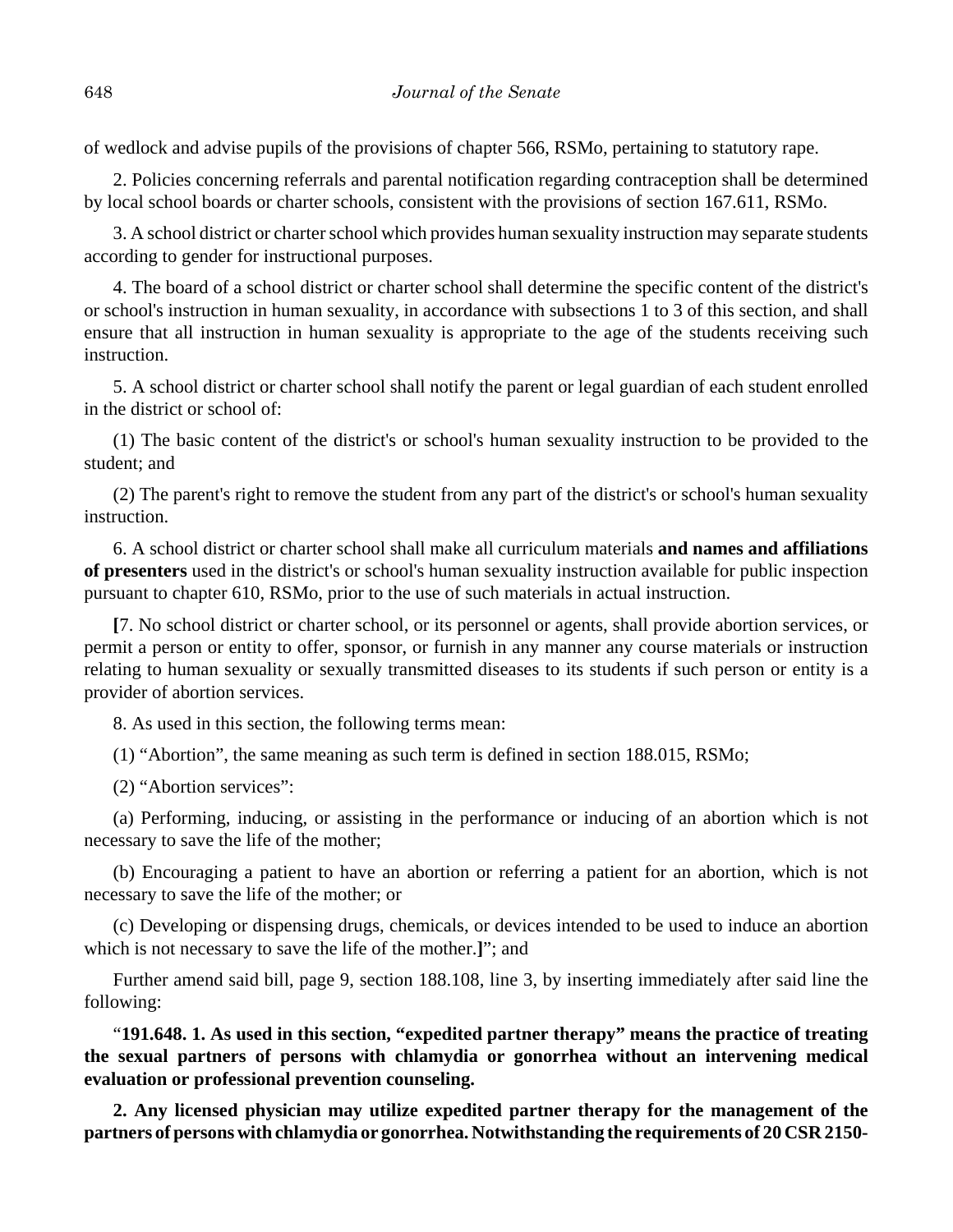of wedlock and advise pupils of the provisions of chapter 566, RSMo, pertaining to statutory rape.

2. Policies concerning referrals and parental notification regarding contraception shall be determined by local school boards or charter schools, consistent with the provisions of section 167.611, RSMo.

3. A school district or charter school which provides human sexuality instruction may separate students according to gender for instructional purposes.

4. The board of a school district or charter school shall determine the specific content of the district's or school's instruction in human sexuality, in accordance with subsections 1 to 3 of this section, and shall ensure that all instruction in human sexuality is appropriate to the age of the students receiving such instruction.

5. A school district or charter school shall notify the parent or legal guardian of each student enrolled in the district or school of:

(1) The basic content of the district's or school's human sexuality instruction to be provided to the student; and

(2) The parent's right to remove the student from any part of the district's or school's human sexuality instruction.

6. A school district or charter school shall make all curriculum materials **and names and affiliations of presenters** used in the district's or school's human sexuality instruction available for public inspection pursuant to chapter 610, RSMo, prior to the use of such materials in actual instruction.

**[**7. No school district or charter school, or its personnel or agents, shall provide abortion services, or permit a person or entity to offer, sponsor, or furnish in any manner any course materials or instruction relating to human sexuality or sexually transmitted diseases to its students if such person or entity is a provider of abortion services.

8. As used in this section, the following terms mean:

(1) "Abortion", the same meaning as such term is defined in section 188.015, RSMo;

(2) "Abortion services":

(a) Performing, inducing, or assisting in the performance or inducing of an abortion which is not necessary to save the life of the mother;

(b) Encouraging a patient to have an abortion or referring a patient for an abortion, which is not necessary to save the life of the mother; or

(c) Developing or dispensing drugs, chemicals, or devices intended to be used to induce an abortion which is not necessary to save the life of the mother.**]**"; and

Further amend said bill, page 9, section 188.108, line 3, by inserting immediately after said line the following:

"**191.648. 1. As used in this section, "expedited partner therapy" means the practice of treating the sexual partners of persons with chlamydia or gonorrhea without an intervening medical evaluation or professional prevention counseling.**

**2. Any licensed physician may utilize expedited partner therapy for the management of the partners of persons with chlamydia or gonorrhea. Notwithstanding the requirements of 20 CSR 2150-**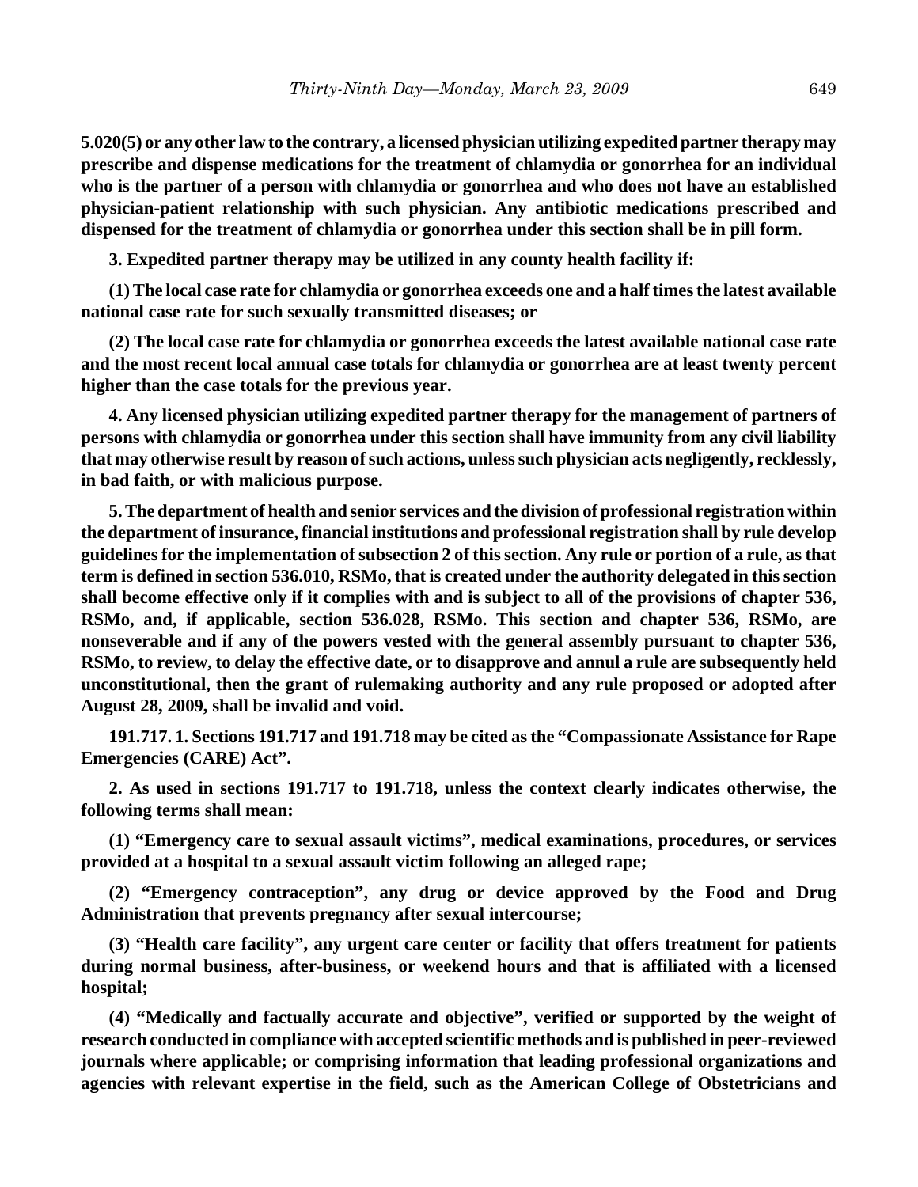**5.020(5) or any other law to the contrary, a licensed physician utilizing expedited partner therapy may prescribe and dispense medications for the treatment of chlamydia or gonorrhea for an individual who is the partner of a person with chlamydia or gonorrhea and who does not have an established physician-patient relationship with such physician. Any antibiotic medications prescribed and dispensed for the treatment of chlamydia or gonorrhea under this section shall be in pill form.**

**3. Expedited partner therapy may be utilized in any county health facility if:**

**(1) The local case rate for chlamydia or gonorrhea exceeds one and a half times the latest available national case rate for such sexually transmitted diseases; or**

**(2) The local case rate for chlamydia or gonorrhea exceeds the latest available national case rate and the most recent local annual case totals for chlamydia or gonorrhea are at least twenty percent higher than the case totals for the previous year.**

**4. Any licensed physician utilizing expedited partner therapy for the management of partners of persons with chlamydia or gonorrhea under this section shall have immunity from any civil liability that may otherwise result by reason of such actions, unless such physician acts negligently, recklessly, in bad faith, or with malicious purpose.**

**5. The department of health and senior services and the division of professional registration within the department of insurance, financial institutions and professional registration shall by rule develop guidelines for the implementation of subsection 2 of this section. Any rule or portion of a rule, as that term is defined in section 536.010, RSMo, that is created under the authority delegated in this section shall become effective only if it complies with and is subject to all of the provisions of chapter 536, RSMo, and, if applicable, section 536.028, RSMo. This section and chapter 536, RSMo, are nonseverable and if any of the powers vested with the general assembly pursuant to chapter 536, RSMo, to review, to delay the effective date, or to disapprove and annul a rule are subsequently held unconstitutional, then the grant of rulemaking authority and any rule proposed or adopted after August 28, 2009, shall be invalid and void.**

**191.717. 1. Sections 191.717 and 191.718 may be cited as the "Compassionate Assistance for Rape Emergencies (CARE) Act".**

**2. As used in sections 191.717 to 191.718, unless the context clearly indicates otherwise, the following terms shall mean:**

**(1) "Emergency care to sexual assault victims", medical examinations, procedures, or services provided at a hospital to a sexual assault victim following an alleged rape;**

**(2) "Emergency contraception", any drug or device approved by the Food and Drug Administration that prevents pregnancy after sexual intercourse;**

**(3) "Health care facility", any urgent care center or facility that offers treatment for patients during normal business, after-business, or weekend hours and that is affiliated with a licensed hospital;**

**(4) "Medically and factually accurate and objective", verified or supported by the weight of research conducted in compliance with accepted scientific methods and is published in peer-reviewed journals where applicable; or comprising information that leading professional organizations and agencies with relevant expertise in the field, such as the American College of Obstetricians and**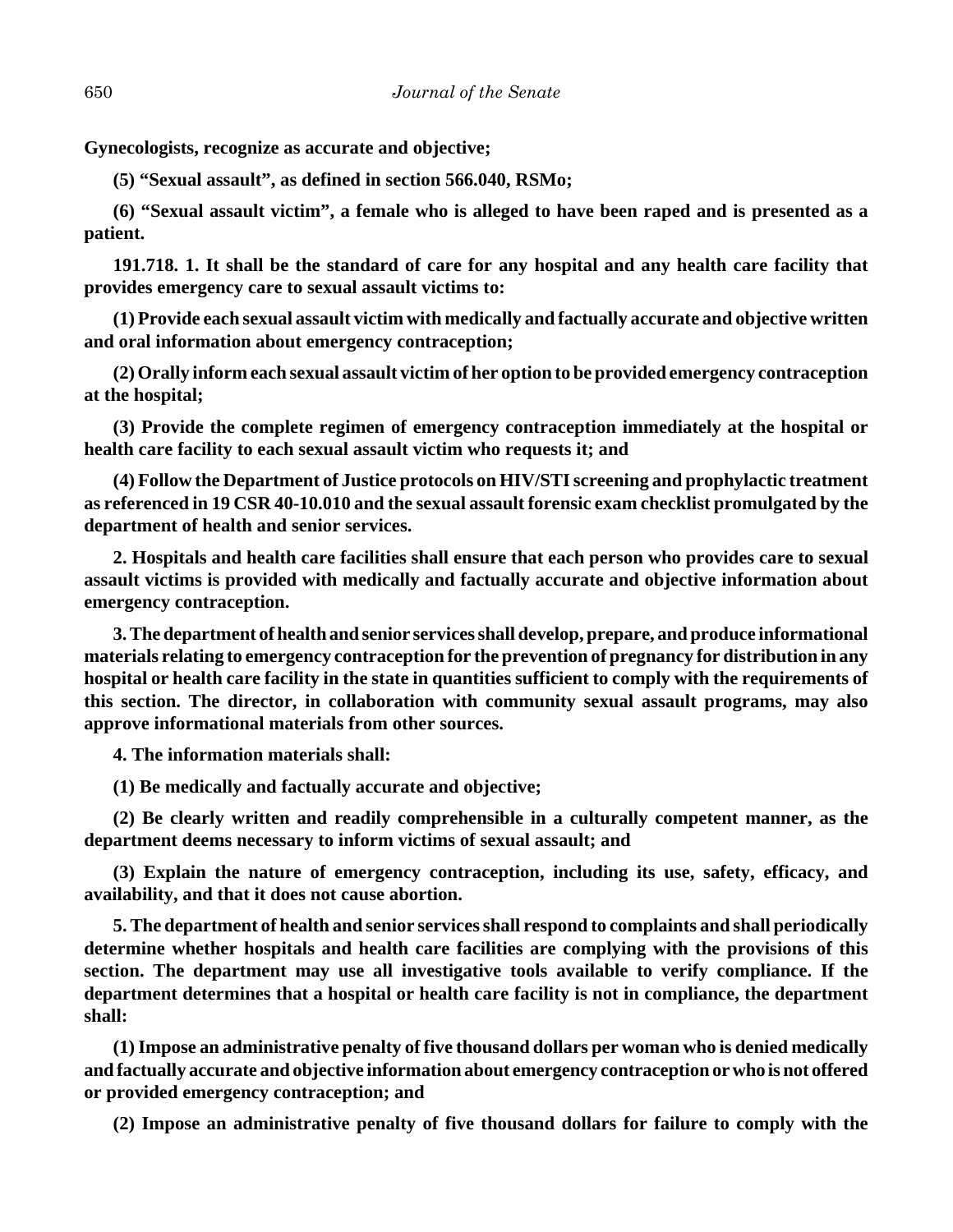**Gynecologists, recognize as accurate and objective;**

**(5) "Sexual assault", as defined in section 566.040, RSMo;**

**(6) "Sexual assault victim", a female who is alleged to have been raped and is presented as a patient.**

**191.718. 1. It shall be the standard of care for any hospital and any health care facility that provides emergency care to sexual assault victims to:**

**(1) Provide each sexual assault victim with medically and factually accurate and objective written and oral information about emergency contraception;**

**(2) Orally inform each sexual assault victim of her option to be provided emergency contraception at the hospital;**

**(3) Provide the complete regimen of emergency contraception immediately at the hospital or health care facility to each sexual assault victim who requests it; and**

**(4) Follow the Department of Justice protocols on HIV/STI screening and prophylactic treatment as referenced in 19 CSR 40-10.010 and the sexual assault forensic exam checklist promulgated by the department of health and senior services.**

**2. Hospitals and health care facilities shall ensure that each person who provides care to sexual assault victims is provided with medically and factually accurate and objective information about emergency contraception.**

**3. The department of health and senior services shall develop, prepare, and produce informational materials relating to emergency contraception for the prevention of pregnancy for distribution in any hospital or health care facility in the state in quantities sufficient to comply with the requirements of this section. The director, in collaboration with community sexual assault programs, may also approve informational materials from other sources.**

**4. The information materials shall:**

**(1) Be medically and factually accurate and objective;**

**(2) Be clearly written and readily comprehensible in a culturally competent manner, as the department deems necessary to inform victims of sexual assault; and**

**(3) Explain the nature of emergency contraception, including its use, safety, efficacy, and availability, and that it does not cause abortion.**

**5. The department of health and senior services shall respond to complaints and shall periodically determine whether hospitals and health care facilities are complying with the provisions of this section. The department may use all investigative tools available to verify compliance. If the department determines that a hospital or health care facility is not in compliance, the department shall:**

**(1) Impose an administrative penalty of five thousand dollars per woman who is denied medically and factually accurate and objective information about emergency contraception or who is not offered or provided emergency contraception; and**

**(2) Impose an administrative penalty of five thousand dollars for failure to comply with the**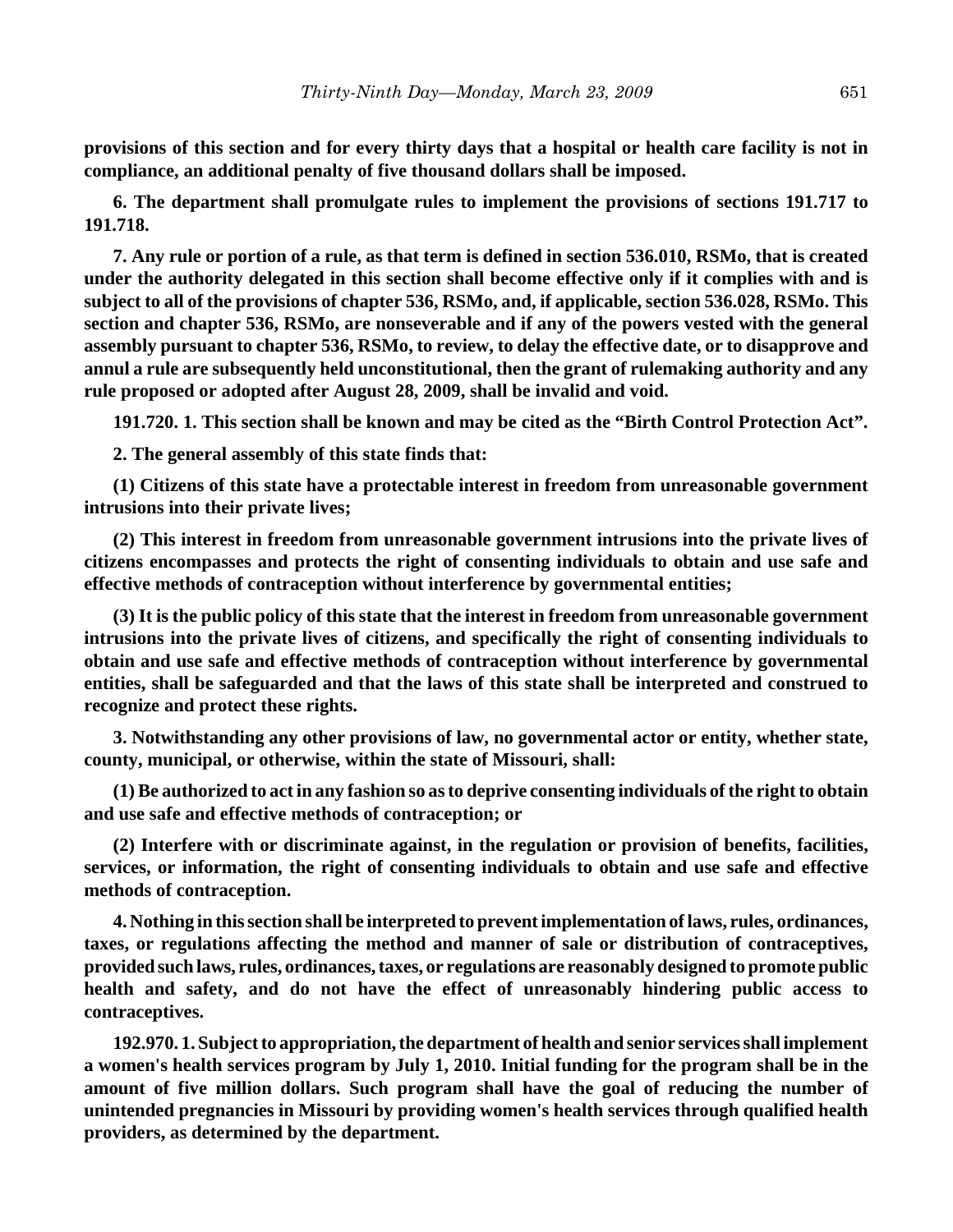**provisions of this section and for every thirty days that a hospital or health care facility is not in compliance, an additional penalty of five thousand dollars shall be imposed.**

**6. The department shall promulgate rules to implement the provisions of sections 191.717 to 191.718.**

**7. Any rule or portion of a rule, as that term is defined in section 536.010, RSMo, that is created under the authority delegated in this section shall become effective only if it complies with and is subject to all of the provisions of chapter 536, RSMo, and, if applicable, section 536.028, RSMo. This section and chapter 536, RSMo, are nonseverable and if any of the powers vested with the general assembly pursuant to chapter 536, RSMo, to review, to delay the effective date, or to disapprove and annul a rule are subsequently held unconstitutional, then the grant of rulemaking authority and any rule proposed or adopted after August 28, 2009, shall be invalid and void.**

**191.720. 1. This section shall be known and may be cited as the "Birth Control Protection Act".**

**2. The general assembly of this state finds that:**

**(1) Citizens of this state have a protectable interest in freedom from unreasonable government intrusions into their private lives;**

**(2) This interest in freedom from unreasonable government intrusions into the private lives of citizens encompasses and protects the right of consenting individuals to obtain and use safe and effective methods of contraception without interference by governmental entities;**

**(3) It is the public policy of this state that the interest in freedom from unreasonable government intrusions into the private lives of citizens, and specifically the right of consenting individuals to obtain and use safe and effective methods of contraception without interference by governmental entities, shall be safeguarded and that the laws of this state shall be interpreted and construed to recognize and protect these rights.**

**3. Notwithstanding any other provisions of law, no governmental actor or entity, whether state, county, municipal, or otherwise, within the state of Missouri, shall:**

**(1) Be authorized to act in any fashion so as to deprive consenting individuals of the right to obtain and use safe and effective methods of contraception; or**

**(2) Interfere with or discriminate against, in the regulation or provision of benefits, facilities, services, or information, the right of consenting individuals to obtain and use safe and effective methods of contraception.**

**4. Nothing in this section shall be interpreted to prevent implementation of laws, rules, ordinances, taxes, or regulations affecting the method and manner of sale or distribution of contraceptives, provided such laws, rules, ordinances, taxes, or regulations are reasonably designed to promote public health and safety, and do not have the effect of unreasonably hindering public access to contraceptives.**

**192.970. 1. Subject to appropriation, the department of health and senior services shall implement a women's health services program by July 1, 2010. Initial funding for the program shall be in the amount of five million dollars. Such program shall have the goal of reducing the number of unintended pregnancies in Missouri by providing women's health services through qualified health providers, as determined by the department.**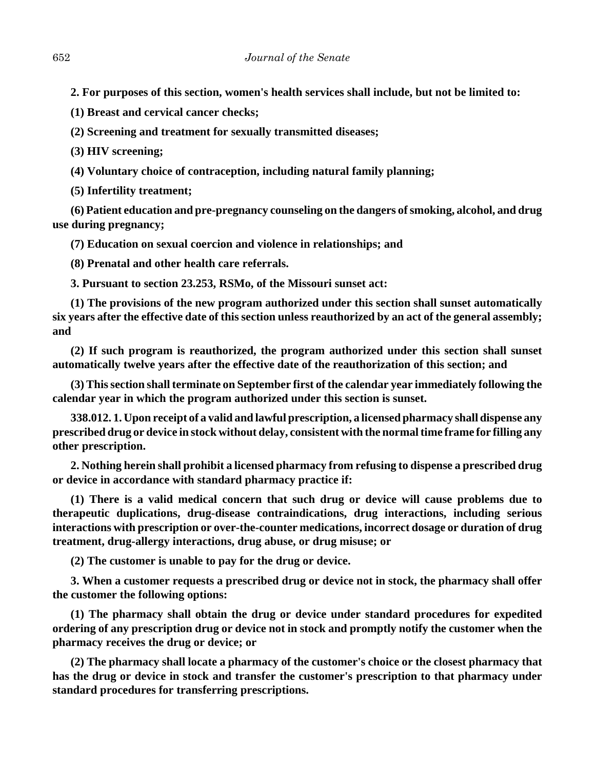**2. For purposes of this section, women's health services shall include, but not be limited to:**

**(1) Breast and cervical cancer checks;**

**(2) Screening and treatment for sexually transmitted diseases;**

**(3) HIV screening;**

**(4) Voluntary choice of contraception, including natural family planning;**

**(5) Infertility treatment;**

**(6) Patient education and pre-pregnancy counseling on the dangers of smoking, alcohol, and drug use during pregnancy;**

**(7) Education on sexual coercion and violence in relationships; and**

**(8) Prenatal and other health care referrals.**

**3. Pursuant to section 23.253, RSMo, of the Missouri sunset act:**

**(1) The provisions of the new program authorized under this section shall sunset automatically six years after the effective date of this section unless reauthorized by an act of the general assembly; and**

**(2) If such program is reauthorized, the program authorized under this section shall sunset automatically twelve years after the effective date of the reauthorization of this section; and**

**(3) This section shall terminate on September first of the calendar year immediately following the calendar year in which the program authorized under this section is sunset.**

**338.012. 1. Upon receipt of a valid and lawful prescription, a licensed pharmacy shall dispense any prescribed drug or device in stock without delay, consistent with the normal time frame for filling any other prescription.**

**2. Nothing herein shall prohibit a licensed pharmacy from refusing to dispense a prescribed drug or device in accordance with standard pharmacy practice if:**

**(1) There is a valid medical concern that such drug or device will cause problems due to therapeutic duplications, drug-disease contraindications, drug interactions, including serious interactions with prescription or over-the-counter medications, incorrect dosage or duration of drug treatment, drug-allergy interactions, drug abuse, or drug misuse; or**

**(2) The customer is unable to pay for the drug or device.**

**3. When a customer requests a prescribed drug or device not in stock, the pharmacy shall offer the customer the following options:**

**(1) The pharmacy shall obtain the drug or device under standard procedures for expedited ordering of any prescription drug or device not in stock and promptly notify the customer when the pharmacy receives the drug or device; or**

**(2) The pharmacy shall locate a pharmacy of the customer's choice or the closest pharmacy that has the drug or device in stock and transfer the customer's prescription to that pharmacy under standard procedures for transferring prescriptions.**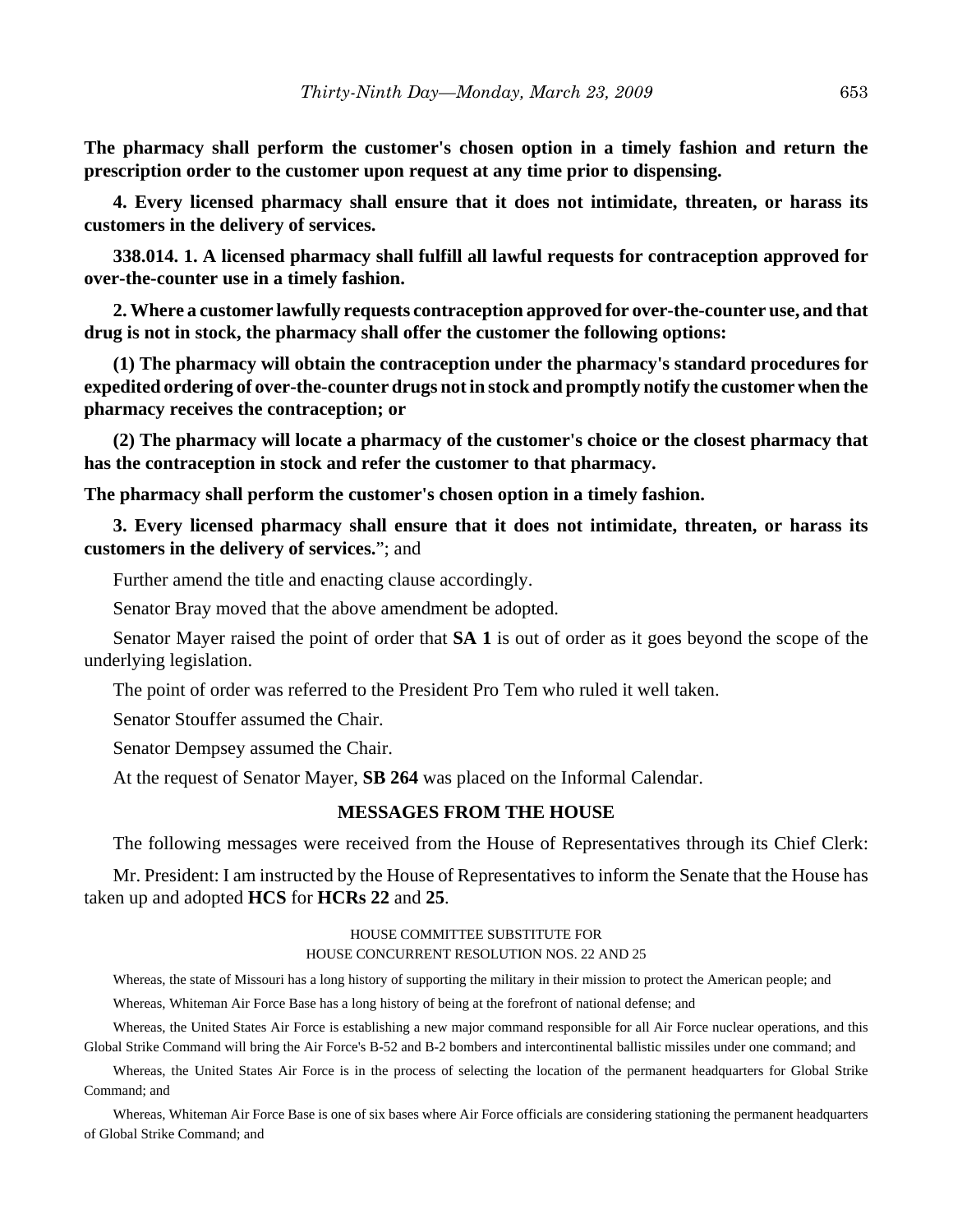**The pharmacy shall perform the customer's chosen option in a timely fashion and return the prescription order to the customer upon request at any time prior to dispensing.**

**4. Every licensed pharmacy shall ensure that it does not intimidate, threaten, or harass its customers in the delivery of services.**

**338.014. 1. A licensed pharmacy shall fulfill all lawful requests for contraception approved for over-the-counter use in a timely fashion.**

**2. Where a customer lawfully requests contraception approved for over-the-counter use, and that drug is not in stock, the pharmacy shall offer the customer the following options:**

**(1) The pharmacy will obtain the contraception under the pharmacy's standard procedures for expedited ordering of over-the-counter drugs not in stock and promptly notify the customer when the pharmacy receives the contraception; or**

**(2) The pharmacy will locate a pharmacy of the customer's choice or the closest pharmacy that has the contraception in stock and refer the customer to that pharmacy.**

**The pharmacy shall perform the customer's chosen option in a timely fashion.**

**3. Every licensed pharmacy shall ensure that it does not intimidate, threaten, or harass its customers in the delivery of services.**"; and

Further amend the title and enacting clause accordingly.

Senator Bray moved that the above amendment be adopted.

Senator Mayer raised the point of order that **SA 1** is out of order as it goes beyond the scope of the underlying legislation.

The point of order was referred to the President Pro Tem who ruled it well taken.

Senator Stouffer assumed the Chair.

Senator Dempsey assumed the Chair.

At the request of Senator Mayer, **SB 264** was placed on the Informal Calendar.

## MESSAGES FROM THE HOUSE

The following messages were received from the House of Representatives through its Chief Clerk:

Mr. President: I am instructed by the House of Representatives to inform the Senate that the House has taken up and adopted **HCS** for **HCRs 22** and **25**.

HOUSE COMMITTEE SUBSTITUTE FOR
HOUSE CONCURRENT RESOLUTION NOS. 22 AND 25

Whereas, the state of Missouri has a long history of supporting the military in their mission to protect the American people; and

Whereas, Whiteman Air Force Base has a long history of being at the forefront of national defense; and

Whereas, the United States Air Force is establishing a new major command responsible for all Air Force nuclear operations, and this Global Strike Command will bring the Air Force's B-52 and B-2 bombers and intercontinental ballistic missiles under one command; and

Whereas, the United States Air Force is in the process of selecting the location of the permanent headquarters for Global Strike Command; and

Whereas, Whiteman Air Force Base is one of six bases where Air Force officials are considering stationing the permanent headquarters of Global Strike Command; and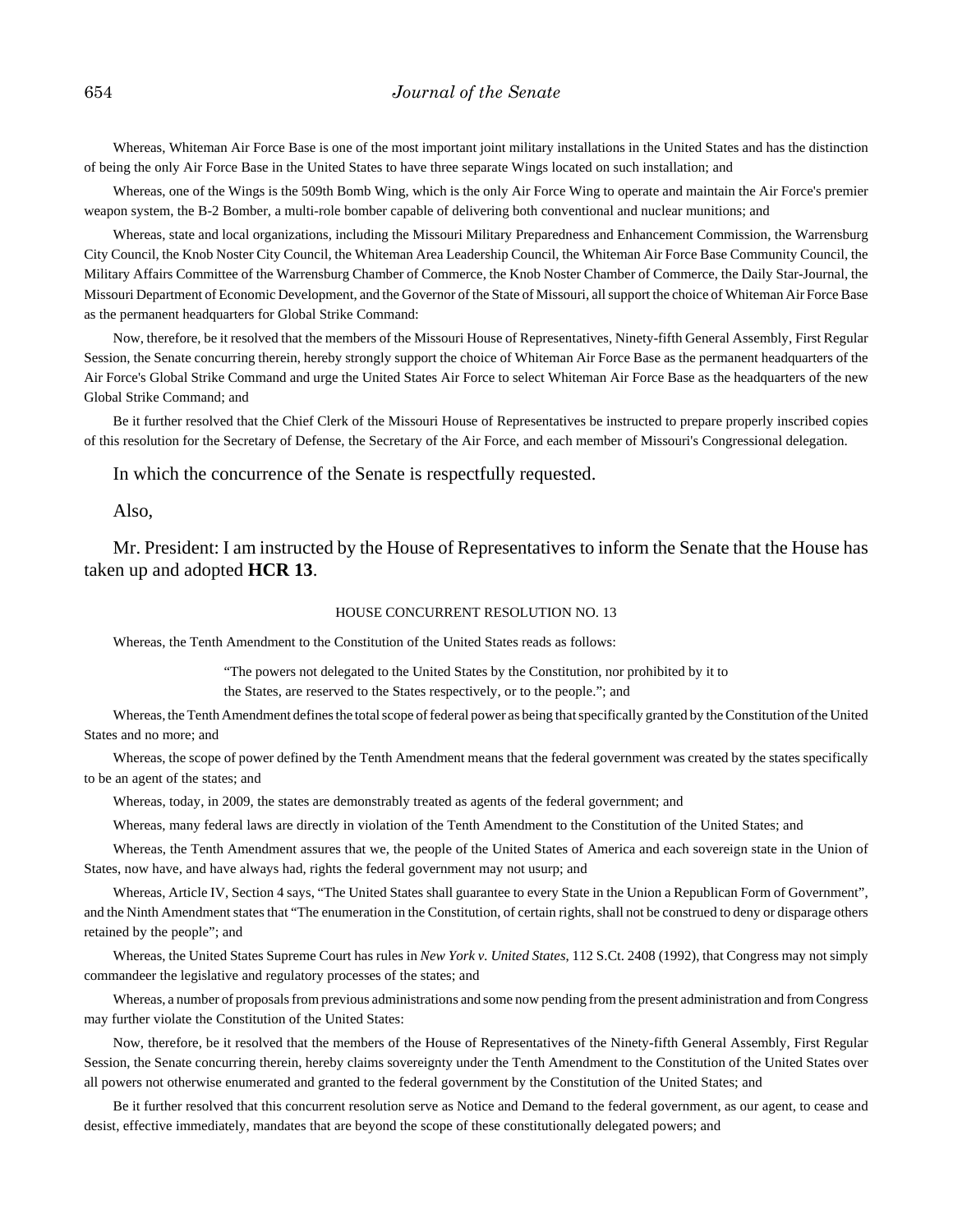Whereas, Whiteman Air Force Base is one of the most important joint military installations in the United States and has the distinction of being the only Air Force Base in the United States to have three separate Wings located on such installation; and

Whereas, one of the Wings is the 509th Bomb Wing, which is the only Air Force Wing to operate and maintain the Air Force's premier weapon system, the B-2 Bomber, a multi-role bomber capable of delivering both conventional and nuclear munitions; and

Whereas, state and local organizations, including the Missouri Military Preparedness and Enhancement Commission, the Warrensburg City Council, the Knob Noster City Council, the Whiteman Area Leadership Council, the Whiteman Air Force Base Community Council, the Military Affairs Committee of the Warrensburg Chamber of Commerce, the Knob Noster Chamber of Commerce, the Daily Star-Journal, the Missouri Department of Economic Development, and the Governor of the State of Missouri, all support the choice of Whiteman Air Force Base as the permanent headquarters for Global Strike Command:

Now, therefore, be it resolved that the members of the Missouri House of Representatives, Ninety-fifth General Assembly, First Regular Session, the Senate concurring therein, hereby strongly support the choice of Whiteman Air Force Base as the permanent headquarters of the Air Force's Global Strike Command and urge the United States Air Force to select Whiteman Air Force Base as the headquarters of the new Global Strike Command; and

Be it further resolved that the Chief Clerk of the Missouri House of Representatives be instructed to prepare properly inscribed copies of this resolution for the Secretary of Defense, the Secretary of the Air Force, and each member of Missouri's Congressional delegation.

In which the concurrence of the Senate is respectfully requested.

Also,

Mr. President: I am instructed by the House of Representatives to inform the Senate that the House has taken up and adopted **HCR 13**.

HOUSE CONCURRENT RESOLUTION NO. 13

Whereas, the Tenth Amendment to the Constitution of the United States reads as follows:

> "The powers not delegated to the United States by the Constitution, nor prohibited by it to the States, are reserved to the States respectively, or to the people."; and

Whereas, the Tenth Amendment defines the total scope of federal power as being that specifically granted by the Constitution of the United States and no more; and

Whereas, the scope of power defined by the Tenth Amendment means that the federal government was created by the states specifically to be an agent of the states; and

Whereas, today, in 2009, the states are demonstrably treated as agents of the federal government; and

Whereas, many federal laws are directly in violation of the Tenth Amendment to the Constitution of the United States; and

Whereas, the Tenth Amendment assures that we, the people of the United States of America and each sovereign state in the Union of States, now have, and have always had, rights the federal government may not usurp; and

Whereas, Article IV, Section 4 says, "The United States shall guarantee to every State in the Union a Republican Form of Government", and the Ninth Amendment states that "The enumeration in the Constitution, of certain rights, shall not be construed to deny or disparage others retained by the people"; and

Whereas, the United States Supreme Court has rules in *New York v. United States*, 112 S.Ct. 2408 (1992), that Congress may not simply commandeer the legislative and regulatory processes of the states; and

Whereas, a number of proposals from previous administrations and some now pending from the present administration and from Congress may further violate the Constitution of the United States:

Now, therefore, be it resolved that the members of the House of Representatives of the Ninety-fifth General Assembly, First Regular Session, the Senate concurring therein, hereby claims sovereignty under the Tenth Amendment to the Constitution of the United States over all powers not otherwise enumerated and granted to the federal government by the Constitution of the United States; and

Be it further resolved that this concurrent resolution serve as Notice and Demand to the federal government, as our agent, to cease and desist, effective immediately, mandates that are beyond the scope of these constitutionally delegated powers; and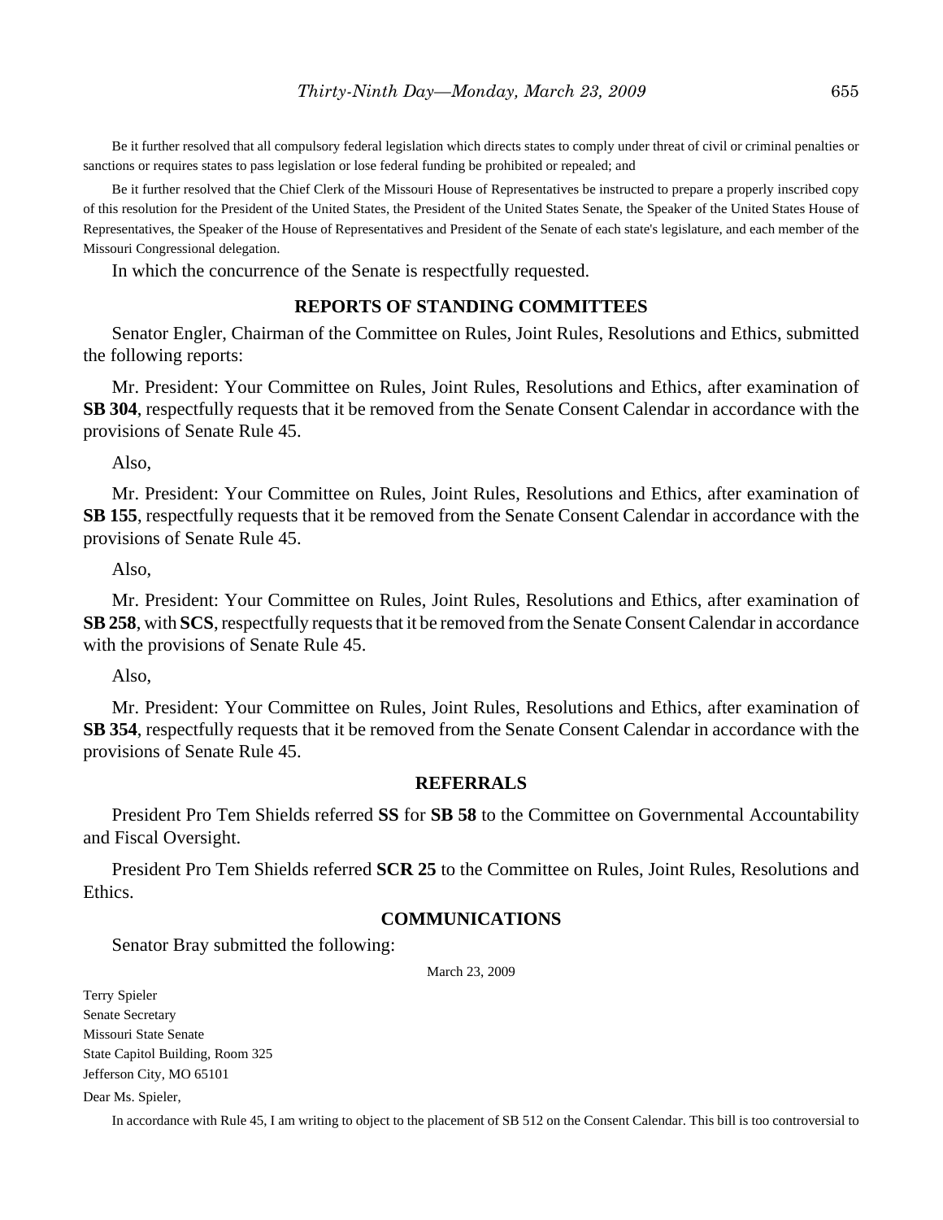Be it further resolved that all compulsory federal legislation which directs states to comply under threat of civil or criminal penalties or sanctions or requires states to pass legislation or lose federal funding be prohibited or repealed; and

Be it further resolved that the Chief Clerk of the Missouri House of Representatives be instructed to prepare a properly inscribed copy of this resolution for the President of the United States, the President of the United States Senate, the Speaker of the United States House of Representatives, the Speaker of the House of Representatives and President of the Senate of each state's legislature, and each member of the Missouri Congressional delegation.

In which the concurrence of the Senate is respectfully requested.

## REPORTS OF STANDING COMMITTEES

Senator Engler, Chairman of the Committee on Rules, Joint Rules, Resolutions and Ethics, submitted the following reports:

Mr. President: Your Committee on Rules, Joint Rules, Resolutions and Ethics, after examination of **SB 304**, respectfully requests that it be removed from the Senate Consent Calendar in accordance with the provisions of Senate Rule 45.

Also,

Mr. President: Your Committee on Rules, Joint Rules, Resolutions and Ethics, after examination of **SB 155**, respectfully requests that it be removed from the Senate Consent Calendar in accordance with the provisions of Senate Rule 45.

Also,

Mr. President: Your Committee on Rules, Joint Rules, Resolutions and Ethics, after examination of **SB 258**, with **SCS**, respectfully requests that it be removed from the Senate Consent Calendar in accordance with the provisions of Senate Rule 45.

Also,

Mr. President: Your Committee on Rules, Joint Rules, Resolutions and Ethics, after examination of **SB 354**, respectfully requests that it be removed from the Senate Consent Calendar in accordance with the provisions of Senate Rule 45.

## REFERRALS

President Pro Tem Shields referred **SS** for **SB 58** to the Committee on Governmental Accountability and Fiscal Oversight.

President Pro Tem Shields referred **SCR 25** to the Committee on Rules, Joint Rules, Resolutions and Ethics.

## COMMUNICATIONS

Senator Bray submitted the following:

March 23, 2009

Terry Spieler
Senate Secretary
Missouri State Senate
State Capitol Building, Room 325
Jefferson City, MO 65101

Dear Ms. Spieler,

In accordance with Rule 45, I am writing to object to the placement of SB 512 on the Consent Calendar. This bill is too controversial to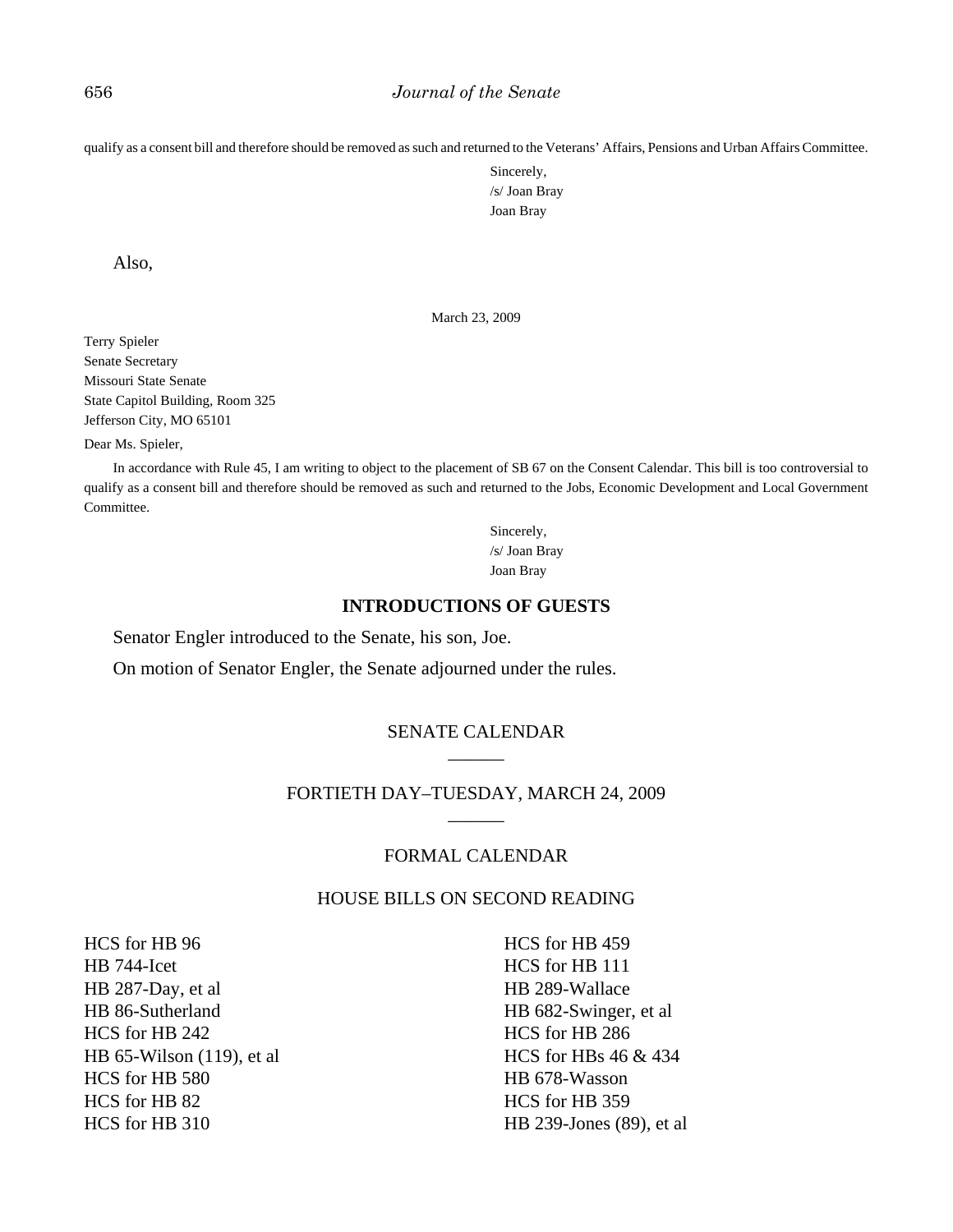qualify as a consent bill and therefore should be removed as such and returned to the Veterans' Affairs, Pensions and Urban Affairs Committee.

Sincerely,
/s/ Joan Bray
Joan Bray

Also,

March 23, 2009

Terry Spieler
Senate Secretary
Missouri State Senate
State Capitol Building, Room 325
Jefferson City, MO 65101

Dear Ms. Spieler,

In accordance with Rule 45, I am writing to object to the placement of SB 67 on the Consent Calendar. This bill is too controversial to qualify as a consent bill and therefore should be removed as such and returned to the Jobs, Economic Development and Local Government Committee.

Sincerely,
/s/ Joan Bray
Joan Bray

## INTRODUCTIONS OF GUESTS

Senator Engler introduced to the Senate, his son, Joe.

On motion of Senator Engler, the Senate adjourned under the rules.

## SENATE CALENDAR

## FORTIETH DAY–TUESDAY, MARCH 24, 2009

## FORMAL CALENDAR

### HOUSE BILLS ON SECOND READING

HCS for HB 96
HB 744-Icet
HB 287-Day, et al
HB 86-Sutherland
HCS for HB 242
HB 65-Wilson (119), et al
HCS for HB 580
HCS for HB 82
HCS for HB 310
HCS for HB 459
HCS for HB 111
HB 289-Wallace
HB 682-Swinger, et al
HCS for HB 286
HCS for HBs 46 & 434
HB 678-Wasson
HCS for HB 359
HB 239-Jones (89), et al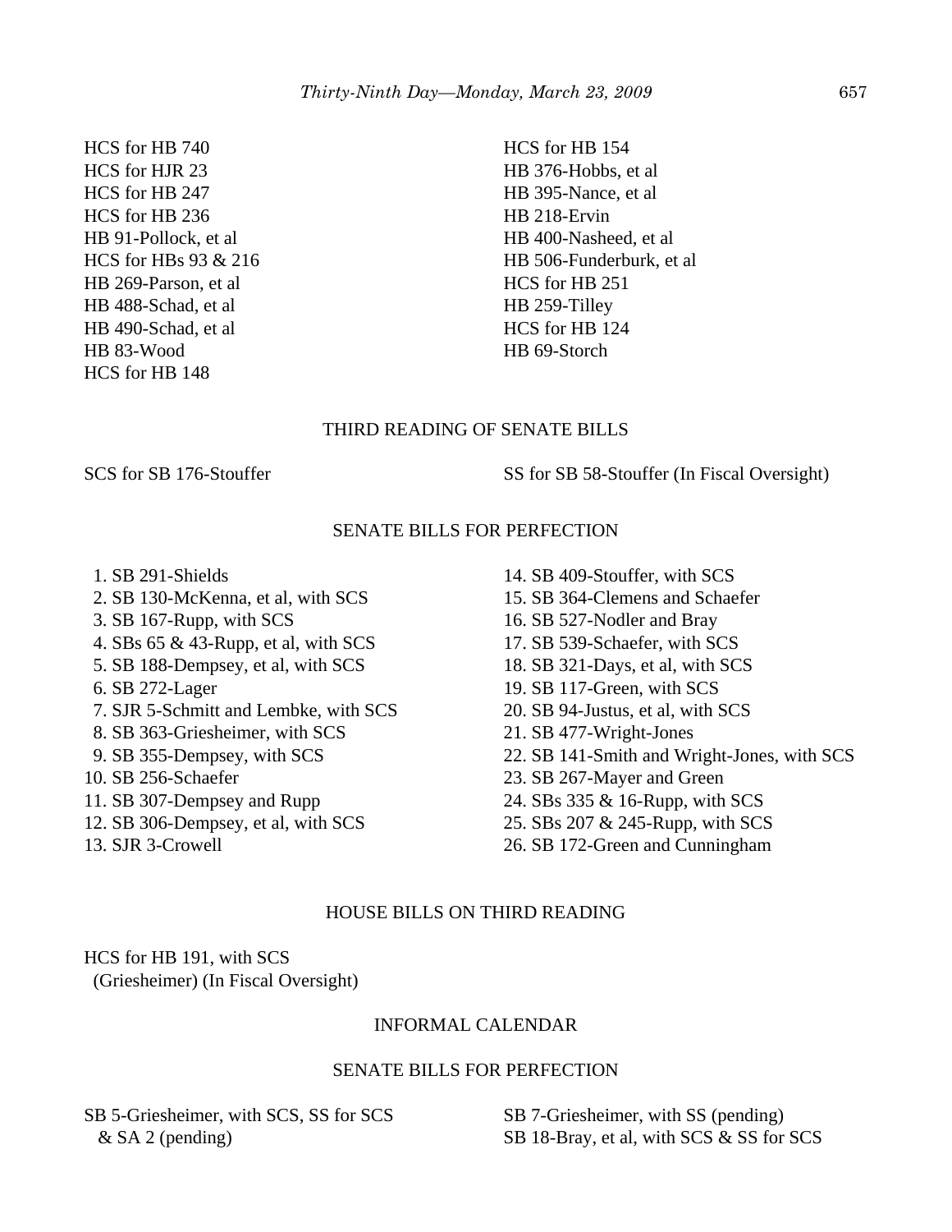HCS for HB 740
HCS for HJR 23
HCS for HB 247
HCS for HB 236
HB 91-Pollock, et al
HCS for HBs 93 & 216
HB 269-Parson, et al
HB 488-Schad, et al
HB 490-Schad, et al
HB 83-Wood
HCS for HB 148
HCS for HB 154
HB 376-Hobbs, et al
HB 395-Nance, et al
HB 218-Ervin
HB 400-Nasheed, et al
HB 506-Funderburk, et al
HCS for HB 251
HB 259-Tilley
HCS for HB 124
HB 69-Storch

## THIRD READING OF SENATE BILLS

SCS for SB 176-Stouffer
SS for SB 58-Stouffer (In Fiscal Oversight)

## SENATE BILLS FOR PERFECTION

1. SB 291-Shields
2. SB 130-McKenna, et al, with SCS
3. SB 167-Rupp, with SCS
4. SBs 65 & 43-Rupp, et al, with SCS
5. SB 188-Dempsey, et al, with SCS
6. SB 272-Lager
7. SJR 5-Schmitt and Lembke, with SCS
8. SB 363-Griesheimer, with SCS
9. SB 355-Dempsey, with SCS
10. SB 256-Schaefer
11. SB 307-Dempsey and Rupp
12. SB 306-Dempsey, et al, with SCS
13. SJR 3-Crowell
14. SB 409-Stouffer, with SCS
15. SB 364-Clemens and Schaefer
16. SB 527-Nodler and Bray
17. SB 539-Schaefer, with SCS
18. SB 321-Days, et al, with SCS
19. SB 117-Green, with SCS
20. SB 94-Justus, et al, with SCS
21. SB 477-Wright-Jones
22. SB 141-Smith and Wright-Jones, with SCS
23. SB 267-Mayer and Green
24. SBs 335 & 16-Rupp, with SCS
25. SBs 207 & 245-Rupp, with SCS
26. SB 172-Green and Cunningham

## HOUSE BILLS ON THIRD READING

HCS for HB 191, with SCS
(Griesheimer) (In Fiscal Oversight)

## INFORMAL CALENDAR

## SENATE BILLS FOR PERFECTION

SB 5-Griesheimer, with SCS, SS for SCS
& SA 2 (pending)
SB 7-Griesheimer, with SS (pending)
SB 18-Bray, et al, with SCS & SS for SCS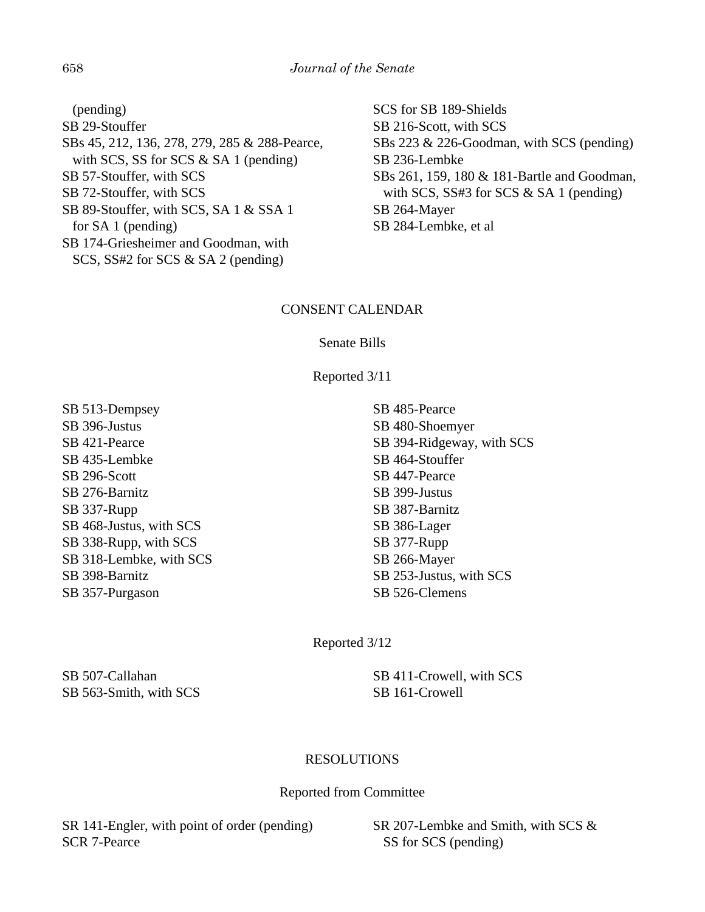(pending)
SB 29-Stouffer
SBs 45, 212, 136, 278, 279, 285 & 288-Pearce, with SCS, SS for SCS & SA 1 (pending)
SB 57-Stouffer, with SCS
SB 72-Stouffer, with SCS
SB 89-Stouffer, with SCS, SA 1 & SSA 1 for SA 1 (pending)
SB 174-Griesheimer and Goodman, with SCS, SS#2 for SCS & SA 2 (pending)
SCS for SB 189-Shields
SB 216-Scott, with SCS
SBs 223 & 226-Goodman, with SCS (pending)
SB 236-Lembke
SBs 261, 159, 180 & 181-Bartle and Goodman, with SCS, SS#3 for SCS & SA 1 (pending)
SB 264-Mayer
SB 284-Lembke, et al

## CONSENT CALENDAR

### Senate Bills

#### Reported 3/11

SB 513-Dempsey
SB 396-Justus
SB 421-Pearce
SB 435-Lembke
SB 296-Scott
SB 276-Barnitz
SB 337-Rupp
SB 468-Justus, with SCS
SB 338-Rupp, with SCS
SB 318-Lembke, with SCS
SB 398-Barnitz
SB 357-Purgason
SB 485-Pearce
SB 480-Shoemyer
SB 394-Ridgeway, with SCS
SB 464-Stouffer
SB 447-Pearce
SB 399-Justus
SB 387-Barnitz
SB 386-Lager
SB 377-Rupp
SB 266-Mayer
SB 253-Justus, with SCS
SB 526-Clemens

#### Reported 3/12

SB 507-Callahan
SB 563-Smith, with SCS
SB 411-Crowell, with SCS
SB 161-Crowell

## RESOLUTIONS

### Reported from Committee

SR 141-Engler, with point of order (pending)
SCR 7-Pearce
SR 207-Lembke and Smith, with SCS & SS for SCS (pending)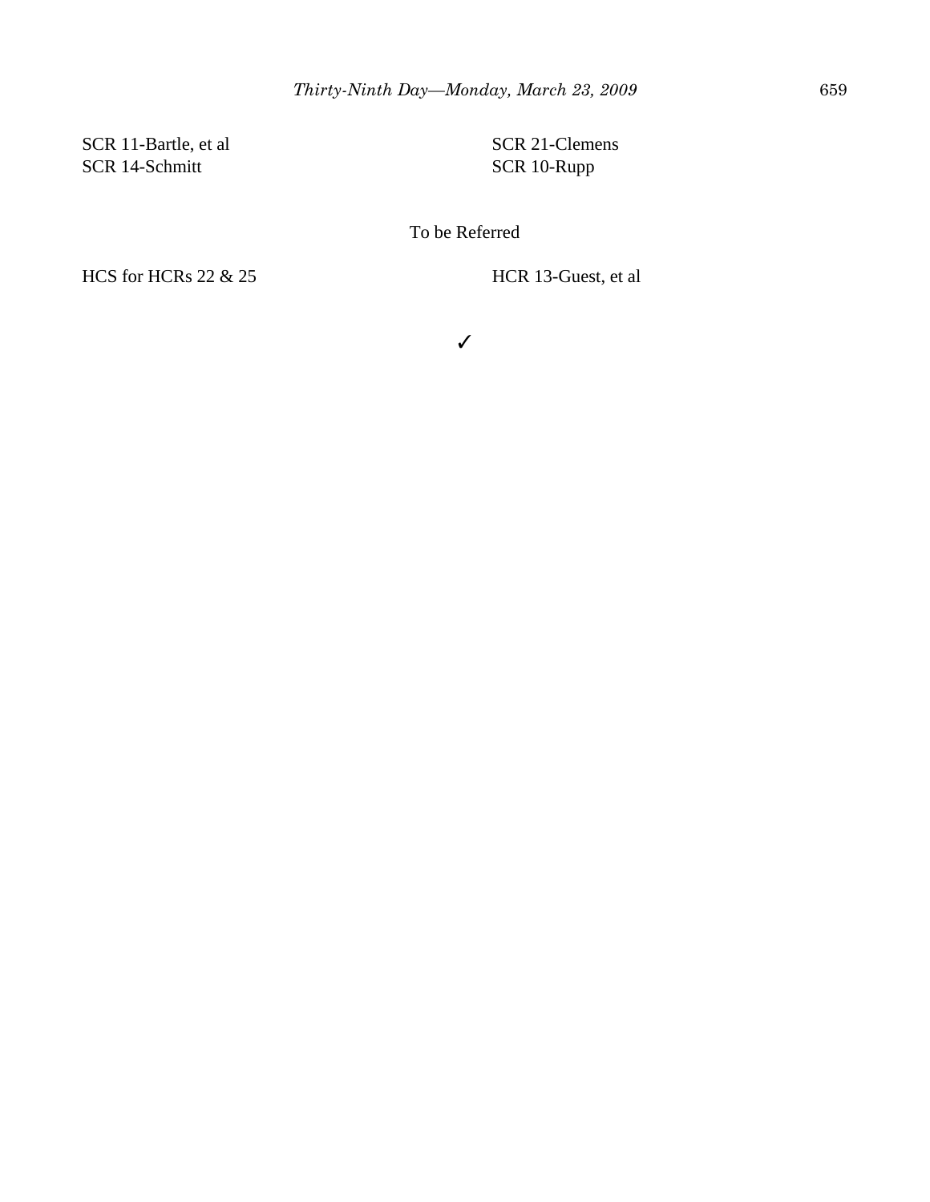SCR 11-Bartle, et al
SCR 14-Schmitt
SCR 21-Clemens
SCR 10-Rupp

To be Referred

HCS for HCRs 22 & 25
HCR 13-Guest, et al

✓